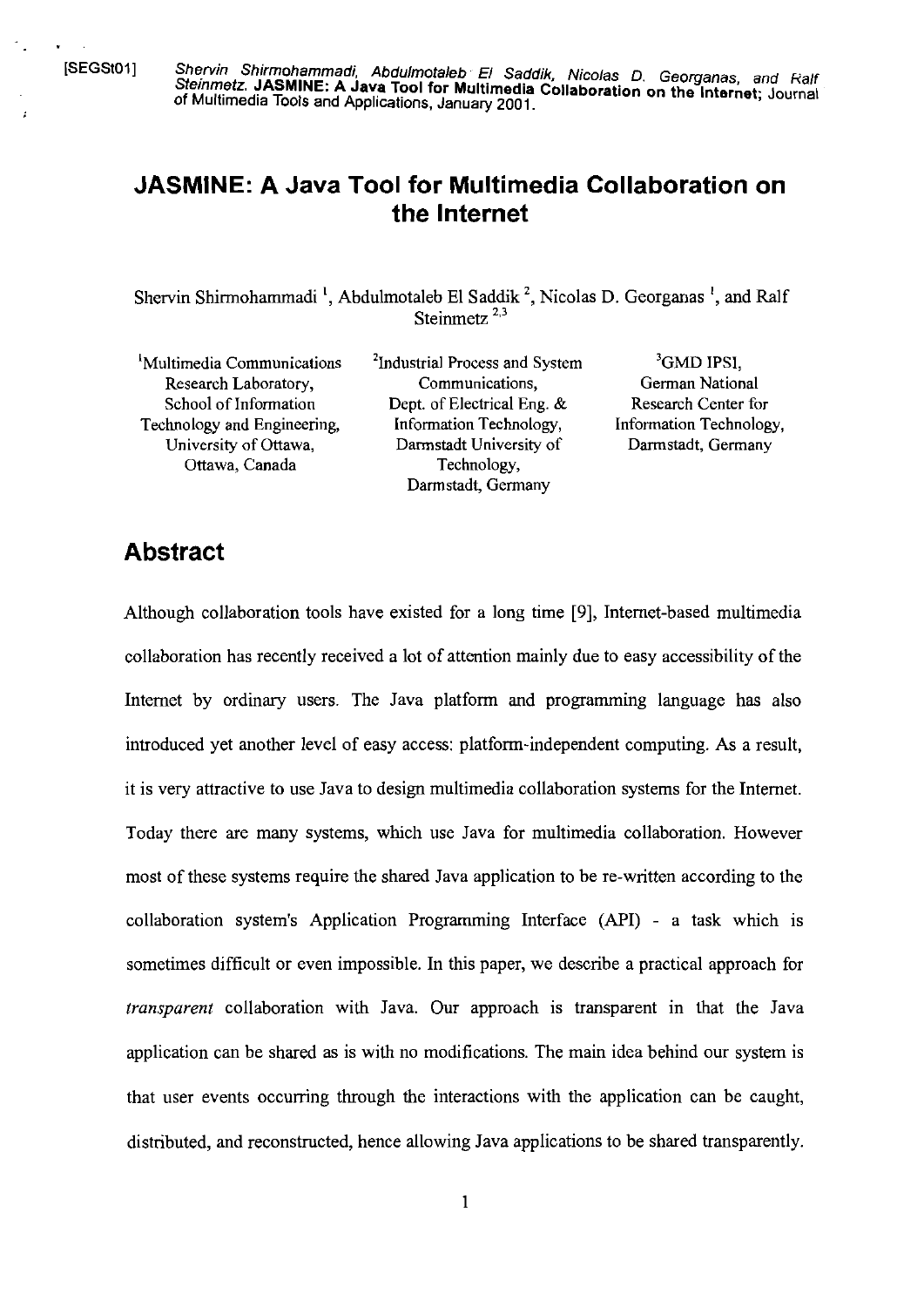[SEGSt01] *Shervin Shirmohammadi, Abdulmotaleb El Saddik, Nicolas D. Georganas, and Ralf Steinmetz.* **JASMINE: A Java Tool for Multimedia Collaboration on the Internet**; Journal of Multimedia Tools and Applications, January 2001.

# JASMINE: A Java Tool for Multimedia Collaboration on the Internet

Shervin Shirmohammadi [1], Abdulmotaleb El Saddik [2], Nicolas D. Georganas [1], and Ralf Steinmetz [2,3]

[1]Multimedia Communications Research Laboratory, School of Information Technology and Engineering, University of Ottawa, Ottawa, Canada

[2]Industrial Process and System Communications, Dept. of Electrical Eng. & Information Technology, Darmstadt University of Technology, Darmstadt, Germany

[3]GMD IPSI, German National Research Center for Information Technology, Darmstadt, Germany

## Abstract

Although collaboration tools have existed for a long time [9], Internet-based multimedia collaboration has recently received a lot of attention mainly due to easy accessibility of the Internet by ordinary users. The Java platform and programming language has also introduced yet another level of easy access: platform-independent computing. As a result, it is very attractive to use Java to design multimedia collaboration systems for the Internet. Today there are many systems, which use Java for multimedia collaboration. However most of these systems require the shared Java application to be re-written according to the collaboration system's Application Programming Interface (API) - a task which is sometimes difficult or even impossible. In this paper, we describe a practical approach for *transparent* collaboration with Java. Our approach is transparent in that the Java application can be shared as is with no modifications. The main idea behind our system is that user events occurring through the interactions with the application can be caught, distributed, and reconstructed, hence allowing Java applications to be shared transparently.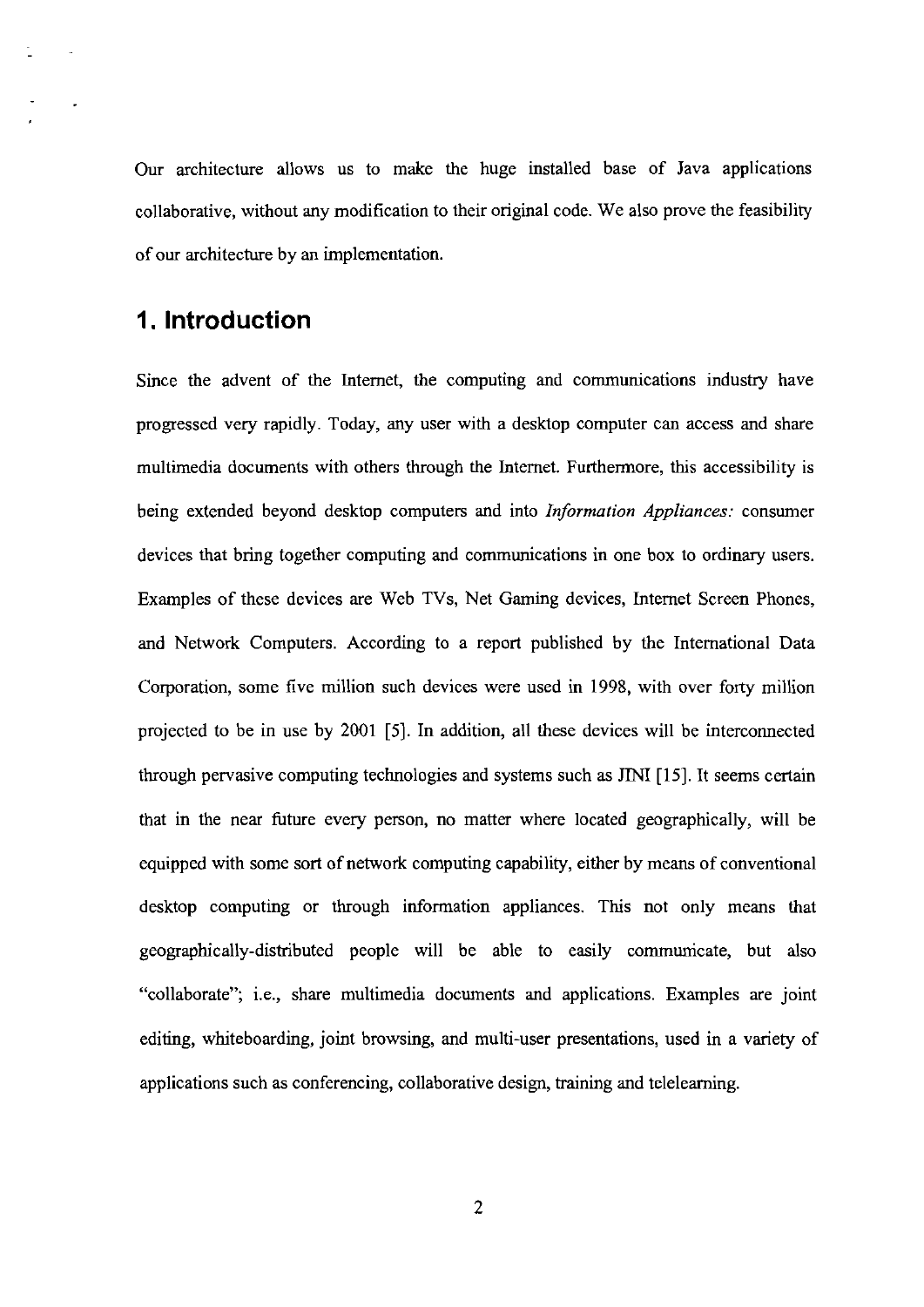Our architecture allows us to make the huge installed base of Java applications collaborative, without any modification to their original code. We also prove the feasibility of our architecture by an implementation.

## 1. Introduction

Since the advent of the Internet, the computing and communications industry have progressed very rapidly. Today, any user with a desktop computer can access and share multimedia documents with others through the Internet. Furthermore, this accessibility is being extended beyond desktop computers and into *Information Appliances:* consumer devices that bring together computing and communications in one box to ordinary users. Examples of these devices are Web TVs, Net Gaming devices, Internet Screen Phones, and Network Computers. According to a report published by the International Data Corporation, some five million such devices were used in 1998, with over forty million projected to be in use by 2001 [5]. In addition, all these devices will be interconnected through pervasive computing technologies and systems such as JINI [15]. It seems certain that in the near future every person, no matter where located geographically, will be equipped with some sort of network computing capability, either by means of conventional desktop computing or through information appliances. This not only means that geographically-distributed people will be able to easily communicate, but also "collaborate"; i.e., share multimedia documents and applications. Examples are joint editing, whiteboarding, joint browsing, and multi-user presentations, used in a variety of applications such as conferencing, collaborative design, training and telelearning.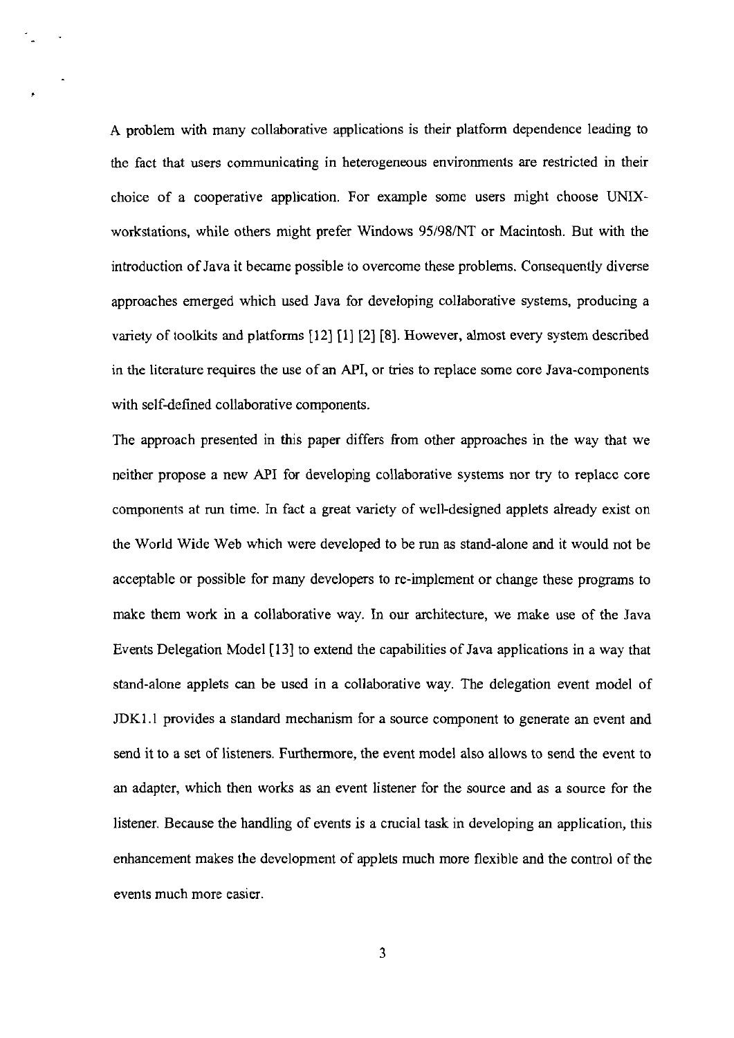A problem with many collaborative applications is their platform dependence leading to the fact that users communicating in heterogeneous environments are restricted in their choice of a cooperative application. For example some users might choose UNIX-workstations, while others might prefer Windows 95/98/NT or Macintosh. But with the introduction of Java it became possible to overcome these problems. Consequently diverse approaches emerged which used Java for developing collaborative systems, producing a variety of toolkits and platforms [12] [1] [2] [8]. However, almost every system described in the literature requires the use of an API, or tries to replace some core Java-components with self-defined collaborative components.

The approach presented in this paper differs from other approaches in the way that we neither propose a new API for developing collaborative systems nor try to replace core components at run time. In fact a great variety of well-designed applets already exist on the World Wide Web which were developed to be run as stand-alone and it would not be acceptable or possible for many developers to re-implement or change these programs to make them work in a collaborative way. In our architecture, we make use of the Java Events Delegation Model [13] to extend the capabilities of Java applications in a way that stand-alone applets can be used in a collaborative way. The delegation event model of JDK1.1 provides a standard mechanism for a source component to generate an event and send it to a set of listeners. Furthermore, the event model also allows to send the event to an adapter, which then works as an event listener for the source and as a source for the listener. Because the handling of events is a crucial task in developing an application, this enhancement makes the development of applets much more flexible and the control of the events much more easier.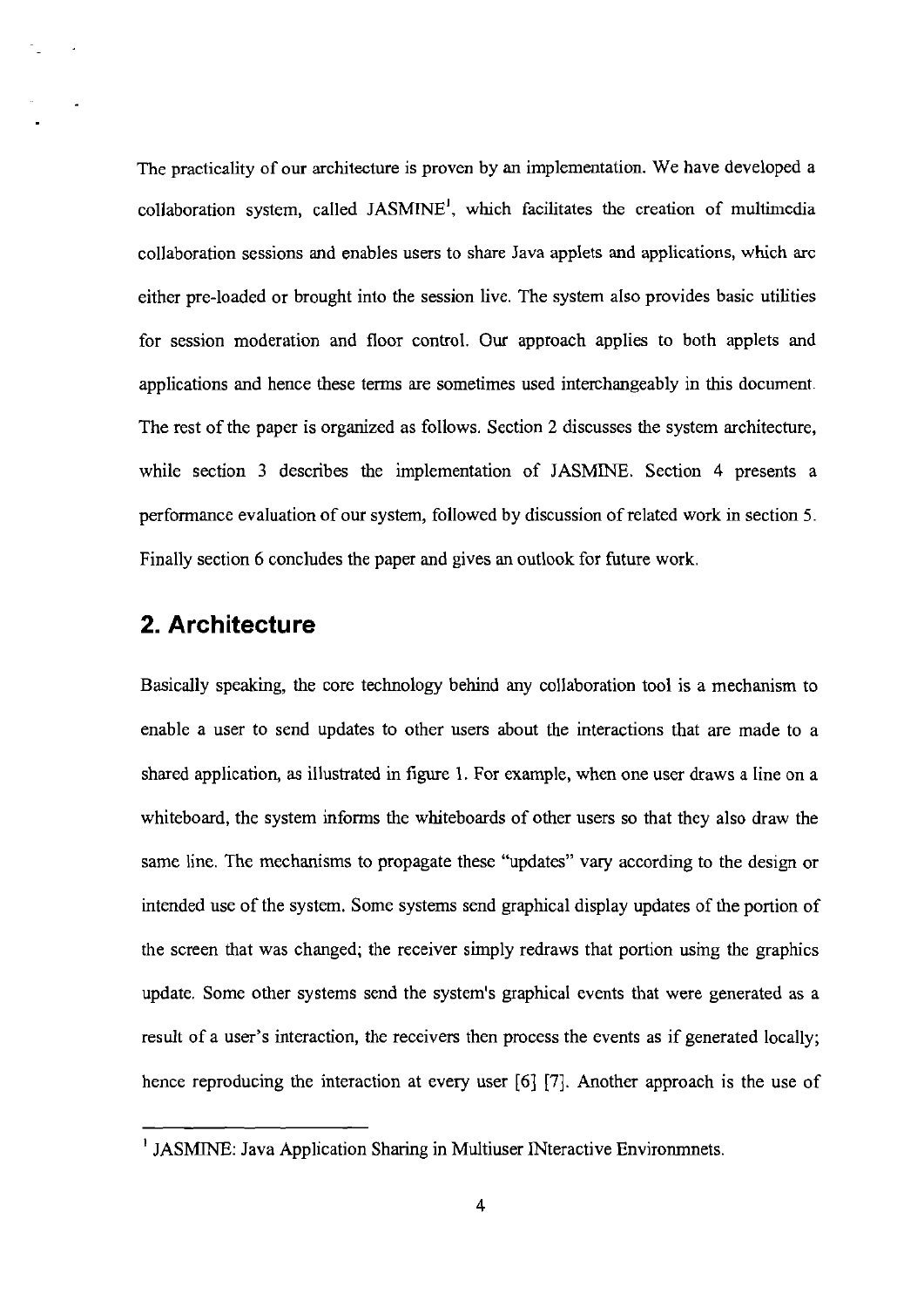The practicality of our architecture is proven by an implementation. We have developed a collaboration system, called JASMINE[1], which facilitates the creation of multimedia collaboration sessions and enables users to share Java applets and applications, which arc either pre-loaded or brought into the session live. The system also provides basic utilities for session moderation and floor control. Our approach applies to both applets and applications and hence these terms are sometimes used interchangeably in this document. The rest of the paper is organized as follows. Section 2 discusses the system architecture, while section 3 describes the implementation of JASMINE. Section 4 presents a performance evaluation of our system, followed by discussion of related work in section 5. Finally section 6 concludes the paper and gives an outlook for future work.

## 2. Architecture

Basically speaking, the core technology behind any collaboration tool is a mechanism to enable a user to send updates to other users about the interactions that are made to a shared application, as illustrated in figure 1. For example, when one user draws a line on a whiteboard, the system informs the whiteboards of other users so that they also draw the same line. The mechanisms to propagate these "updates" vary according to the design or intended use of the system. Some systems send graphical display updates of the portion of the screen that was changed; the receiver simply redraws that portion using the graphics update. Some other systems send the system's graphical events that were generated as a result of a user's interaction, the receivers then process the events as if generated locally; hence reproducing the interaction at every user [6] [7]. Another approach is the use of

---

[1] JASMINE: Java Application Sharing in Multiuser INteractive Environmnets.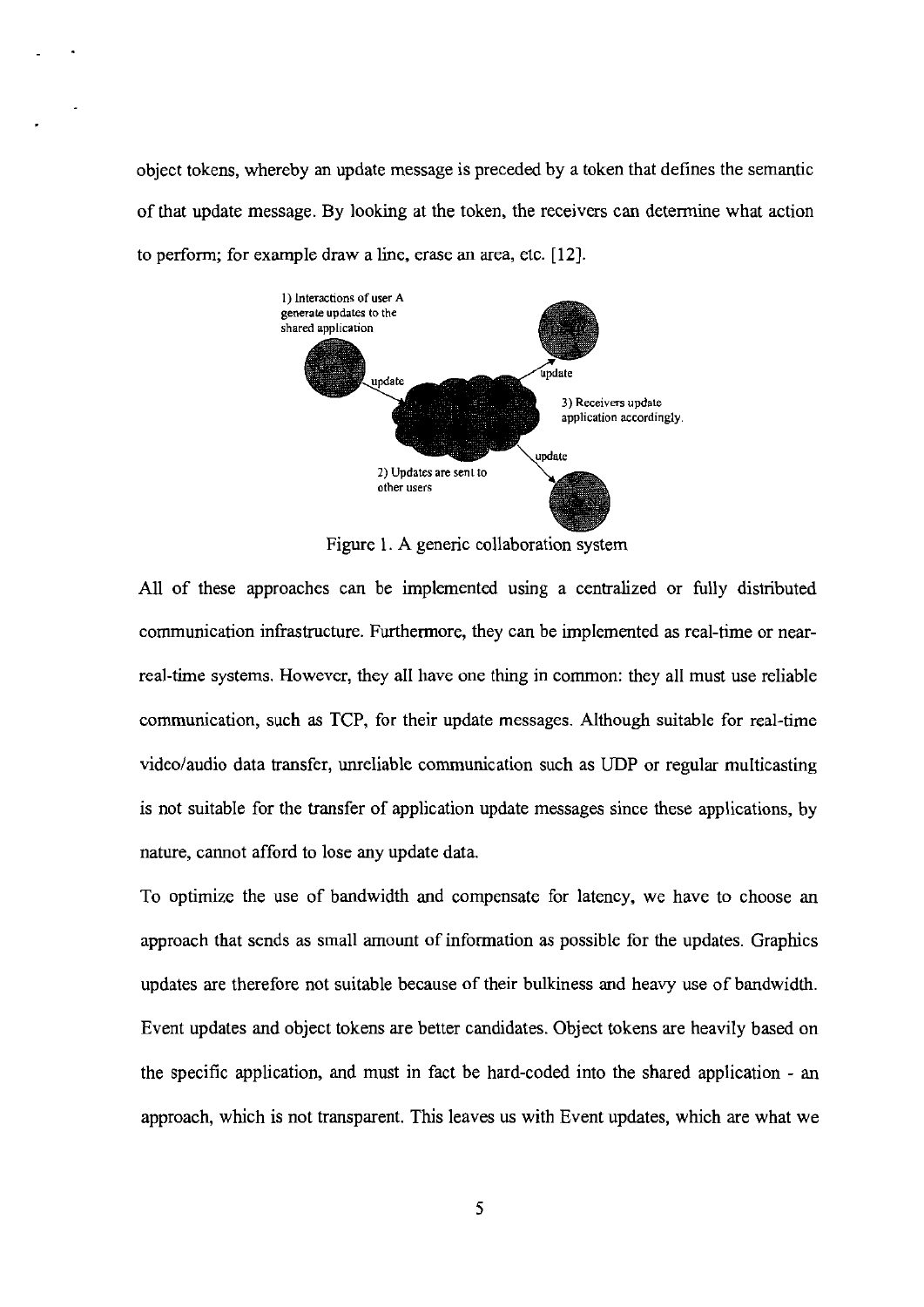object tokens, whereby an update message is preceded by a token that defines the semantic of that update message. By looking at the token, the receivers can determine what action to perform; for example draw a line, erase an area, etc. [12].

Figure 1. A generic collaboration system

All of these approaches can be implemented using a centralized or fully distributed communication infrastructure. Furthermore, they can be implemented as real-time or near-real-time systems. However, they all have one thing in common: they all must use reliable communication, such as TCP, for their update messages. Although suitable for real-time video/audio data transfer, unreliable communication such as UDP or regular multicasting is not suitable for the transfer of application update messages since these applications, by nature, cannot afford to lose any update data.

To optimize the use of bandwidth and compensate for latency, we have to choose an approach that sends as small amount of information as possible for the updates. Graphics updates are therefore not suitable because of their bulkiness and heavy use of bandwidth. Event updates and object tokens are better candidates. Object tokens are heavily based on the specific application, and must in fact be hard-coded into the shared application - an approach, which is not transparent. This leaves us with Event updates, which are what we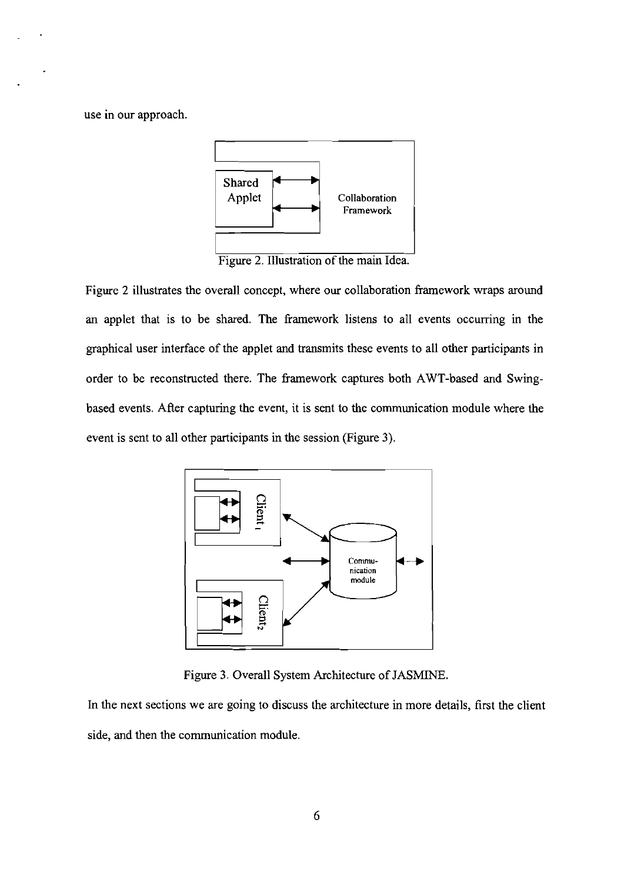use in our approach.

Figure 2. Illustration of the main Idea.

Figure 2 illustrates the overall concept, where our collaboration framework wraps around an applet that is to be shared. The framework listens to all events occurring in the graphical user interface of the applet and transmits these events to all other participants in order to be reconstructed there. The framework captures both AWT-based and Swing-based events. After capturing the event, it is sent to the communication module where the event is sent to all other participants in the session (Figure 3).

Figure 3. Overall System Architecture of JASMINE.

In the next sections we are going to discuss the architecture in more details, first the client side, and then the communication module.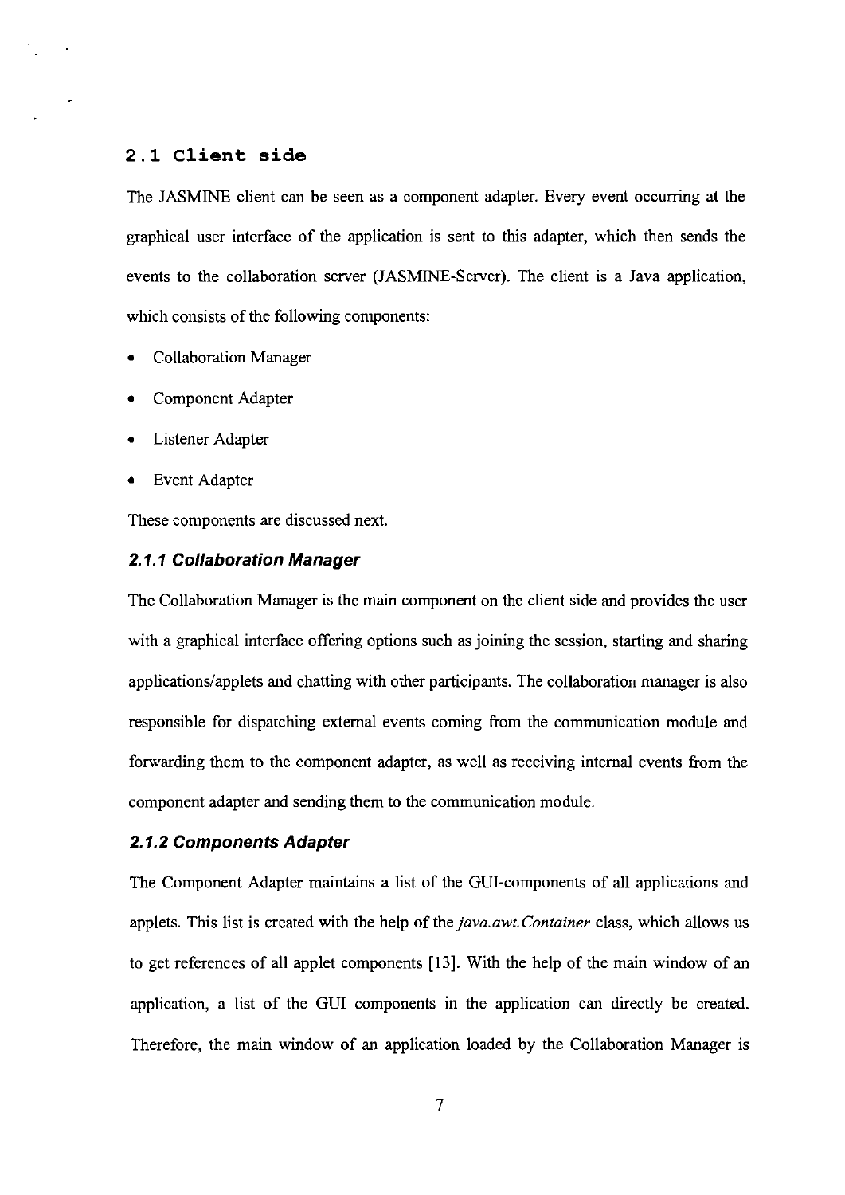## 2.1 Client side

The JASMINE client can be seen as a component adapter. Every event occurring at the graphical user interface of the application is sent to this adapter, which then sends the events to the collaboration server (JASMINE-Server). The client is a Java application, which consists of the following components:

- Collaboration Manager
- Component Adapter
- Listener Adapter
- Event Adapter

These components are discussed next.

### *2.1.1 Collaboration Manager*

The Collaboration Manager is the main component on the client side and provides the user with a graphical interface offering options such as joining the session, starting and sharing applications/applets and chatting with other participants. The collaboration manager is also responsible for dispatching external events coming from the communication module and forwarding them to the component adapter, as well as receiving internal events from the component adapter and sending them to the communication module.

### *2.1.2 Components Adapter*

The Component Adapter maintains a list of the GUI-components of all applications and applets. This list is created with the help of the *java.awt.Container* class, which allows us to get references of all applet components [13]. With the help of the main window of an application, a list of the GUI components in the application can directly be created. Therefore, the main window of an application loaded by the Collaboration Manager is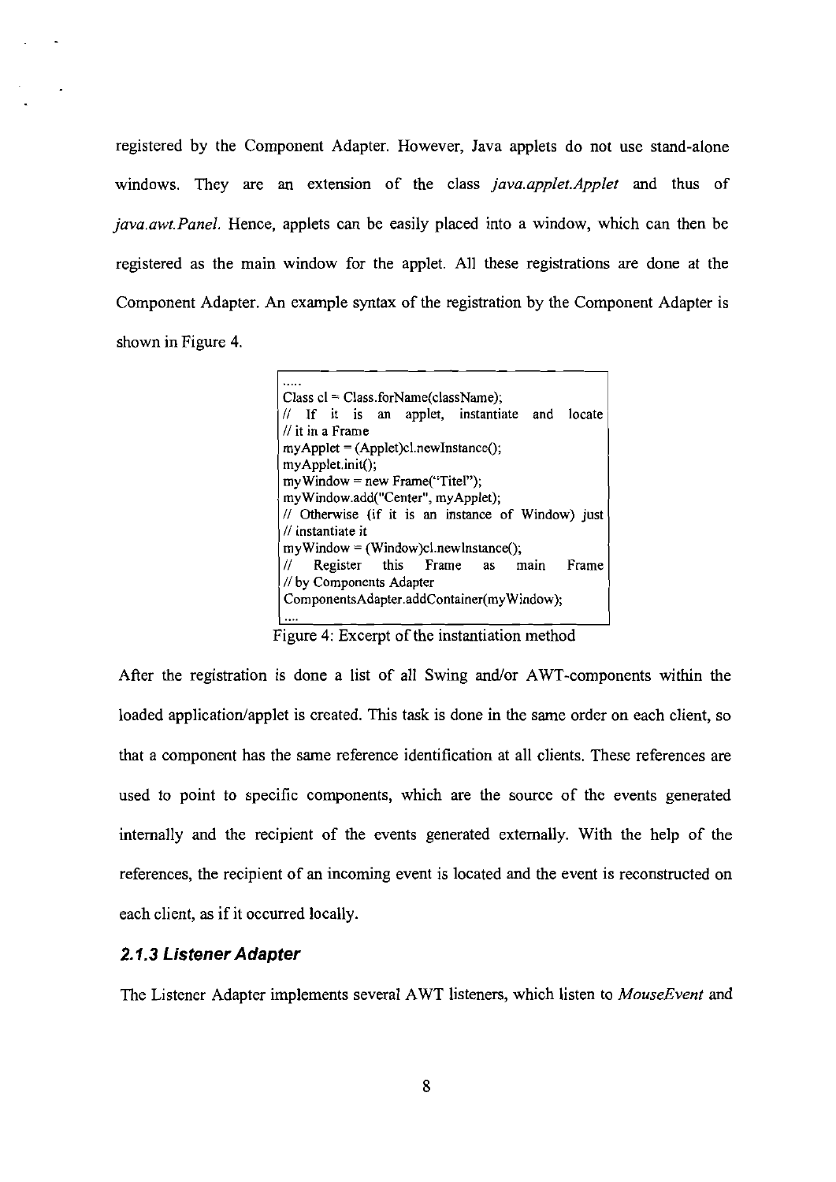registered by the Component Adapter. However, Java applets do not use stand-alone windows. They are an extension of the class *java.applet.Applet* and thus of *java.awt.Panel.* Hence, applets can be easily placed into a window, which can then be registered as the main window for the applet. All these registrations are done at the Component Adapter. An example syntax of the registration by the Component Adapter is shown in Figure 4.

```
.....
Class cl = Class.forName(className);
// If it is an applet, instantiate and locate
// it in a Frame
myApplet = (Applet)cl.newInstance();
myApplet.init();
myWindow = new Frame("Titel");
myWindow.add("Center", myApplet);
// Otherwise (if it is an instance of Window) just
// instantiate it
myWindow = (Window)cl.newInstance();
// Register this Frame as main Frame
// by Components Adapter
ComponentsAdapter.addContainer(myWindow);
....
```

Figure 4: Excerpt of the instantiation method

After the registration is done a list of all Swing and/or AWT-components within the loaded application/applet is created. This task is done in the same order on each client, so that a component has the same reference identification at all clients. These references are used to point to specific components, which are the source of the events generated internally and the recipient of the events generated externally. With the help of the references, the recipient of an incoming event is located and the event is reconstructed on each client, as if it occurred locally.

### *2.1.3 Listener Adapter*

The Listener Adapter implements several AWT listeners, which listen to *MouseEvent* and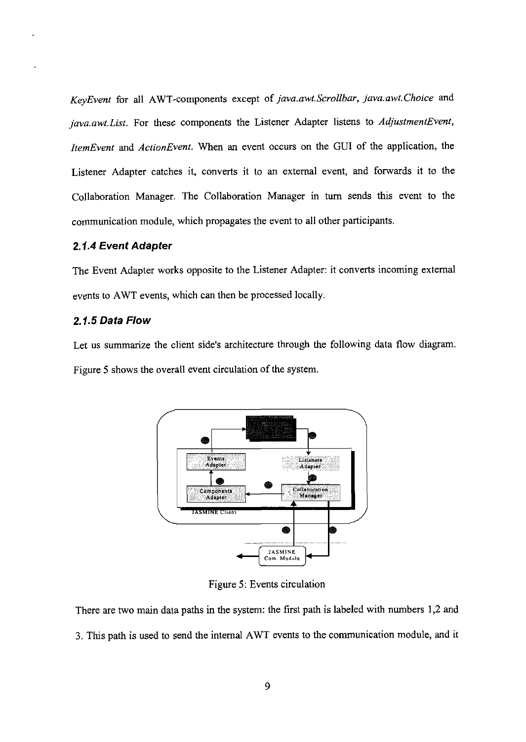*KeyEvent* for all AWT-components except of *java.awt.Scrollbar*, *java.awt.Choice* and *java.awt.List*. For these components the Listener Adapter listens to *AdjustmentEvent*, *ItemEvent* and *ActionEvent*. When an event occurs on the GUI of the application, the Listener Adapter catches it, converts it to an external event, and forwards it to the Collaboration Manager. The Collaboration Manager in turn sends this event to the communication module, which propagates the event to all other participants.

### 2.1.4 Event Adapter

The Event Adapter works opposite to the Listener Adapter: it converts incoming external events to AWT events, which can then be processed locally.

### 2.1.5 Data Flow

Let us summarize the client side's architecture through the following data flow diagram. Figure 5 shows the overall event circulation of the system.

Figure 5: Events circulation

There are two main data paths in the system: the first path is labeled with numbers 1,2 and 3. This path is used to send the internal AWT events to the communication module, and it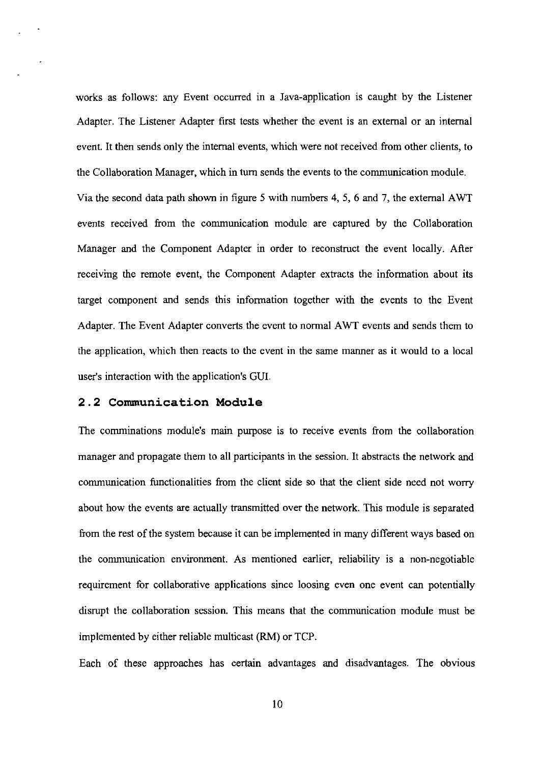works as follows: any Event occurred in a Java-application is caught by the Listener Adapter. The Listener Adapter first tests whether the event is an external or an internal event. It then sends only the internal events, which were not received from other clients, to the Collaboration Manager, which in turn sends the events to the communication module.

Via the second data path shown in figure 5 with numbers 4, 5, 6 and 7, the external AWT events received from the communication module are captured by the Collaboration Manager and the Component Adapter in order to reconstruct the event locally. After receiving the remote event, the Component Adapter extracts the information about its target component and sends this information together with the events to the Event Adapter. The Event Adapter converts the event to normal AWT events and sends them to the application, which then reacts to the event in the same manner as it would to a local user's interaction with the application's GUI.

## 2.2 Communication Module

The comminations module's main purpose is to receive events from the collaboration manager and propagate them to all participants in the session. It abstracts the network and communication functionalities from the client side so that the client side need not worry about how the events are actually transmitted over the network. This module is separated from the rest of the system because it can be implemented in many different ways based on the communication environment. As mentioned earlier, reliability is a non-negotiable requirement for collaborative applications since loosing even one event can potentially disrupt the collaboration session. This means that the communication module must be implemented by either reliable multicast (RM) or TCP.

Each of these approaches has certain advantages and disadvantages. The obvious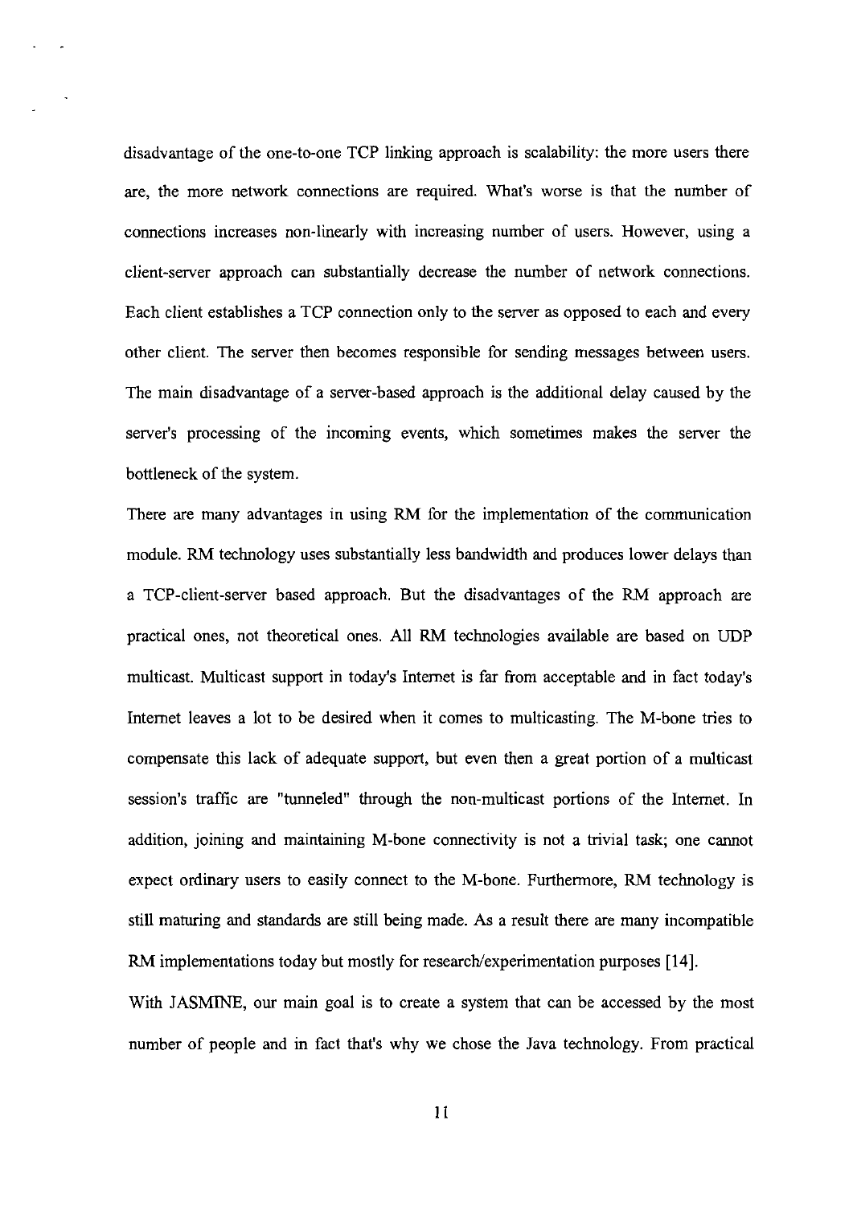disadvantage of the one-to-one TCP linking approach is scalability: the more users there are, the more network connections are required. What's worse is that the number of connections increases non-linearly with increasing number of users. However, using a client-server approach can substantially decrease the number of network connections. Each client establishes a TCP connection only to the server as opposed to each and every other client. The server then becomes responsible for sending messages between users. The main disadvantage of a server-based approach is the additional delay caused by the server's processing of the incoming events, which sometimes makes the server the bottleneck of the system.

There are many advantages in using RM for the implementation of the communication module. RM technology uses substantially less bandwidth and produces lower delays than a TCP-client-server based approach. But the disadvantages of the RM approach are practical ones, not theoretical ones. All RM technologies available are based on UDP multicast. Multicast support in today's Internet is far from acceptable and in fact today's Internet leaves a lot to be desired when it comes to multicasting. The M-bone tries to compensate this lack of adequate support, but even then a great portion of a multicast session's traffic are "tunneled" through the non-multicast portions of the Internet. In addition, joining and maintaining M-bone connectivity is not a trivial task; one cannot expect ordinary users to easily connect to the M-bone. Furthermore, RM technology is still maturing and standards are still being made. As a result there are many incompatible RM implementations today but mostly for research/experimentation purposes [14].

With JASMINE, our main goal is to create a system that can be accessed by the most number of people and in fact that's why we chose the Java technology. From practical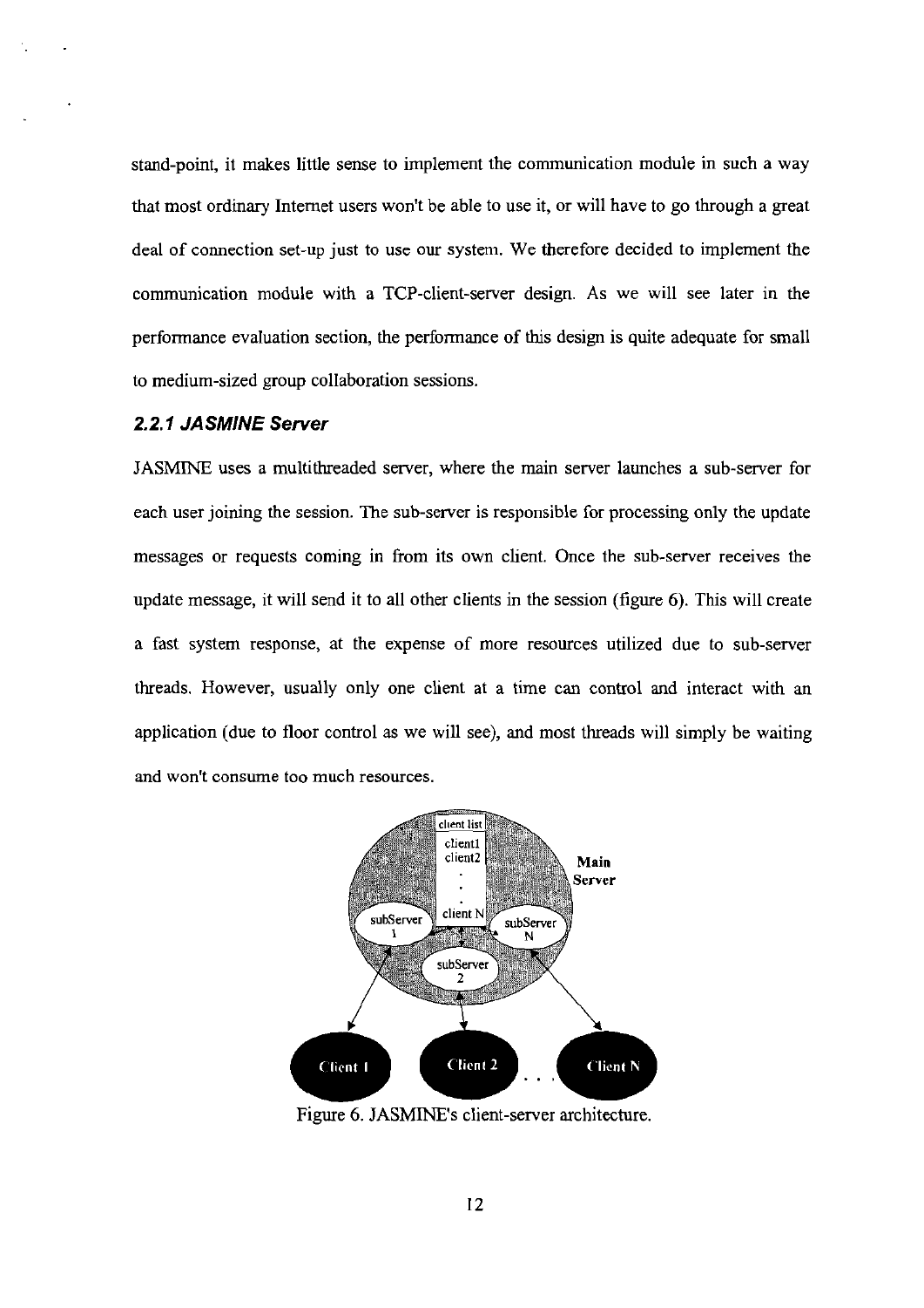stand-point, it makes little sense to implement the communication module in such a way that most ordinary Internet users won't be able to use it, or will have to go through a great deal of connection set-up just to use our system. We therefore decided to implement the communication module with a TCP-client-server design. As we will see later in the performance evaluation section, the performance of this design is quite adequate for small to medium-sized group collaboration sessions.

### *2.2.1 JASMINE Server*

JASMINE uses a multithreaded server, where the main server launches a sub-server for each user joining the session. The sub-server is responsible for processing only the update messages or requests coming in from its own client. Once the sub-server receives the update message, it will send it to all other clients in the session (figure 6). This will create a fast system response, at the expense of more resources utilized due to sub-server threads. However, usually only one client at a time can control and interact with an application (due to floor control as we will see), and most threads will simply be waiting and won't consume too much resources.

Figure 6. JASMINE's client-server architecture.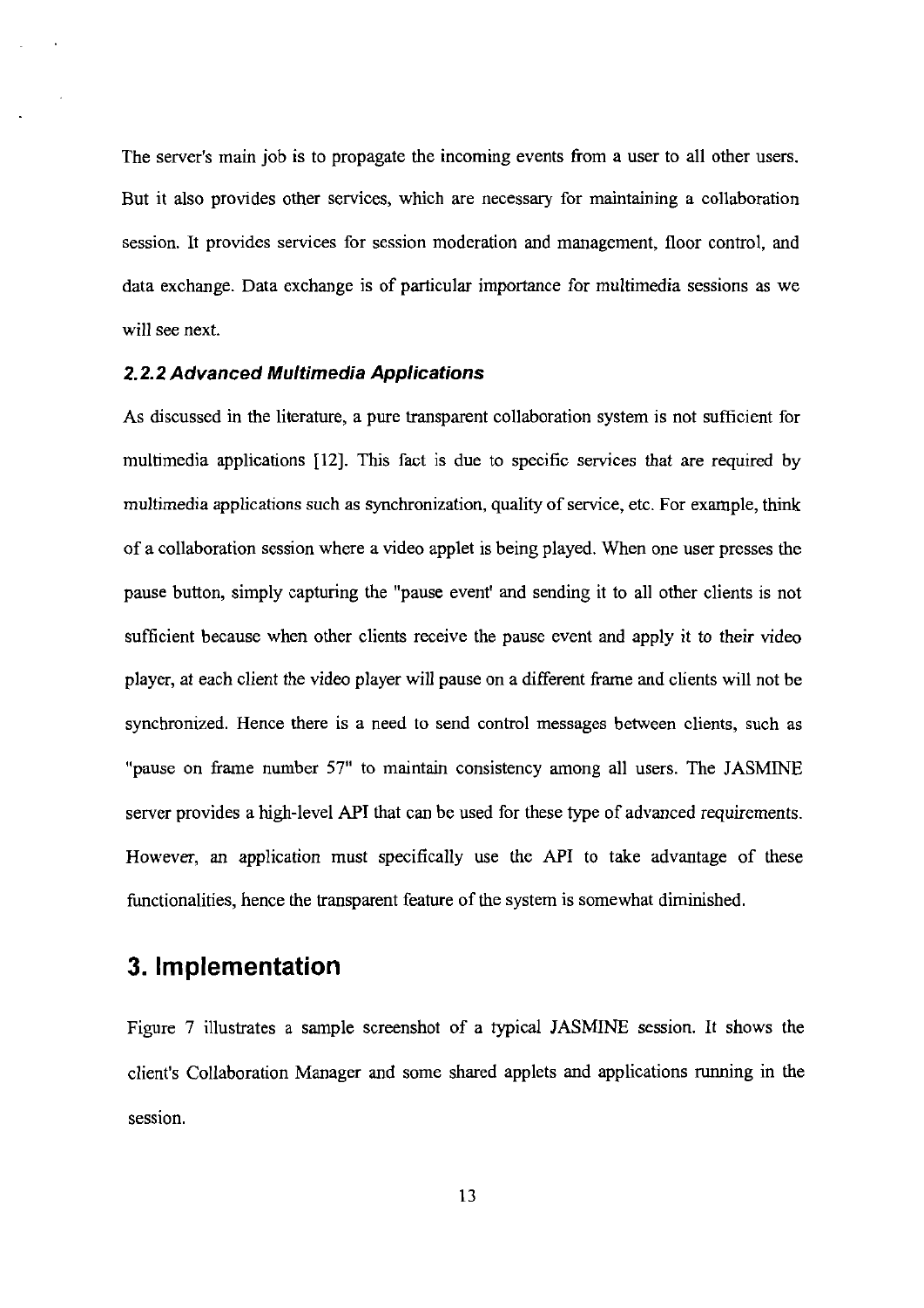The server's main job is to propagate the incoming events from a user to all other users. But it also provides other services, which are necessary for maintaining a collaboration session. It provides services for session moderation and management, floor control, and data exchange. Data exchange is of particular importance for multimedia sessions as we will see next.

### *2.2.2 Advanced Multimedia Applications*

As discussed in the literature, a pure transparent collaboration system is not sufficient for multimedia applications [12]. This fact is due to specific services that are required by multimedia applications such as synchronization, quality of service, etc. For example, think of a collaboration session where a video applet is being played. When one user presses the pause button, simply capturing the "pause event' and sending it to all other clients is not sufficient because when other clients receive the pause event and apply it to their video player, at each client the video player will pause on a different frame and clients will not be synchronized. Hence there is a need to send control messages between clients, such as "pause on frame number 57" to maintain consistency among all users. The JASMINE server provides a high-level API that can be used for these type of advanced requirements. However, an application must specifically use the API to take advantage of these functionalities, hence the transparent feature of the system is somewhat diminished.

# 3. Implementation

Figure 7 illustrates a sample screenshot of a typical JASMINE session. It shows the client's Collaboration Manager and some shared applets and applications running in the session.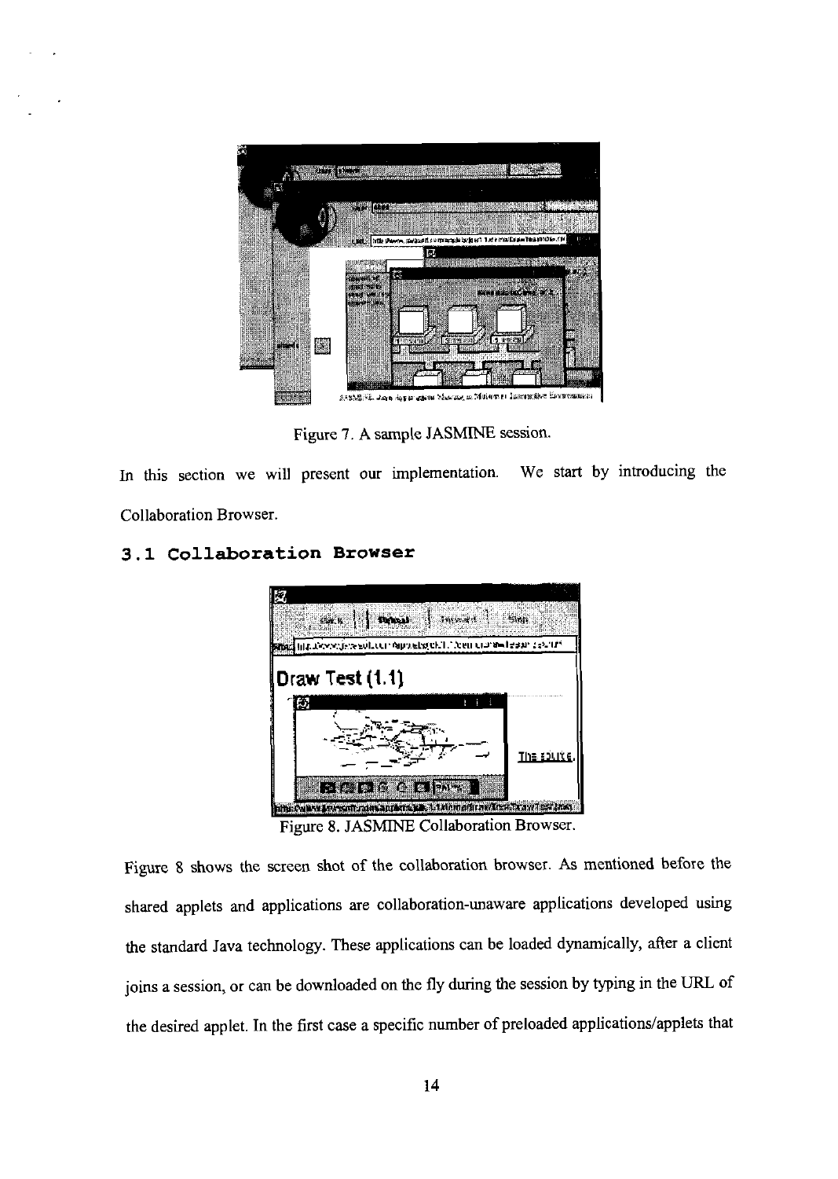Figure 7. A sample JASMINE session.

In this section we will present our implementation. We start by introducing the Collaboration Browser.

### 3.1 Collaboration Browser

Figure 8. JASMINE Collaboration Browser.

Figure 8 shows the screen shot of the collaboration browser. As mentioned before the shared applets and applications are collaboration-unaware applications developed using the standard Java technology. These applications can be loaded dynamically, after a client joins a session, or can be downloaded on the fly during the session by typing in the URL of the desired applet. In the first case a specific number of preloaded applications/applets that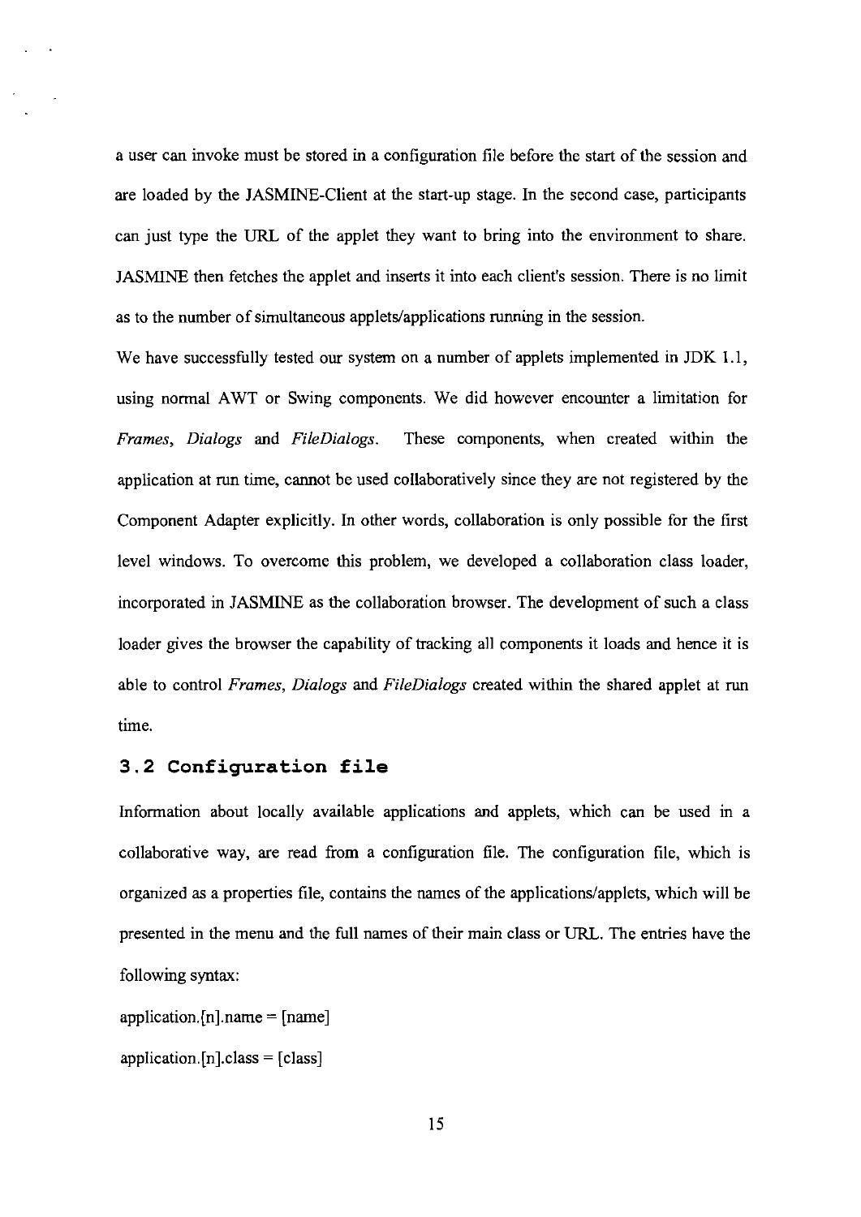a user can invoke must be stored in a configuration file before the start of the session and are loaded by the JASMINE-Client at the start-up stage. In the second case, participants can just type the URL of the applet they want to bring into the environment to share. JASMINE then fetches the applet and inserts it into each client's session. There is no limit as to the number of simultaneous applets/applications running in the session.

We have successfully tested our system on a number of applets implemented in JDK 1.1, using normal AWT or Swing components. We did however encounter a limitation for *Frames*, *Dialogs* and *FileDialogs*. These components, when created within the application at run time, cannot be used collaboratively since they are not registered by the Component Adapter explicitly. In other words, collaboration is only possible for the first level windows. To overcome this problem, we developed a collaboration class loader, incorporated in JASMINE as the collaboration browser. The development of such a class loader gives the browser the capability of tracking all components it loads and hence it is able to control *Frames*, *Dialogs* and *FileDialogs* created within the shared applet at run time.

## 3.2 Configuration file

Information about locally available applications and applets, which can be used in a collaborative way, are read from a configuration file. The configuration file, which is organized as a properties file, contains the names of the applications/applets, which will be presented in the menu and the full names of their main class or URL. The entries have the following syntax:

application.[n].name = [name]

application.[n].class = [class]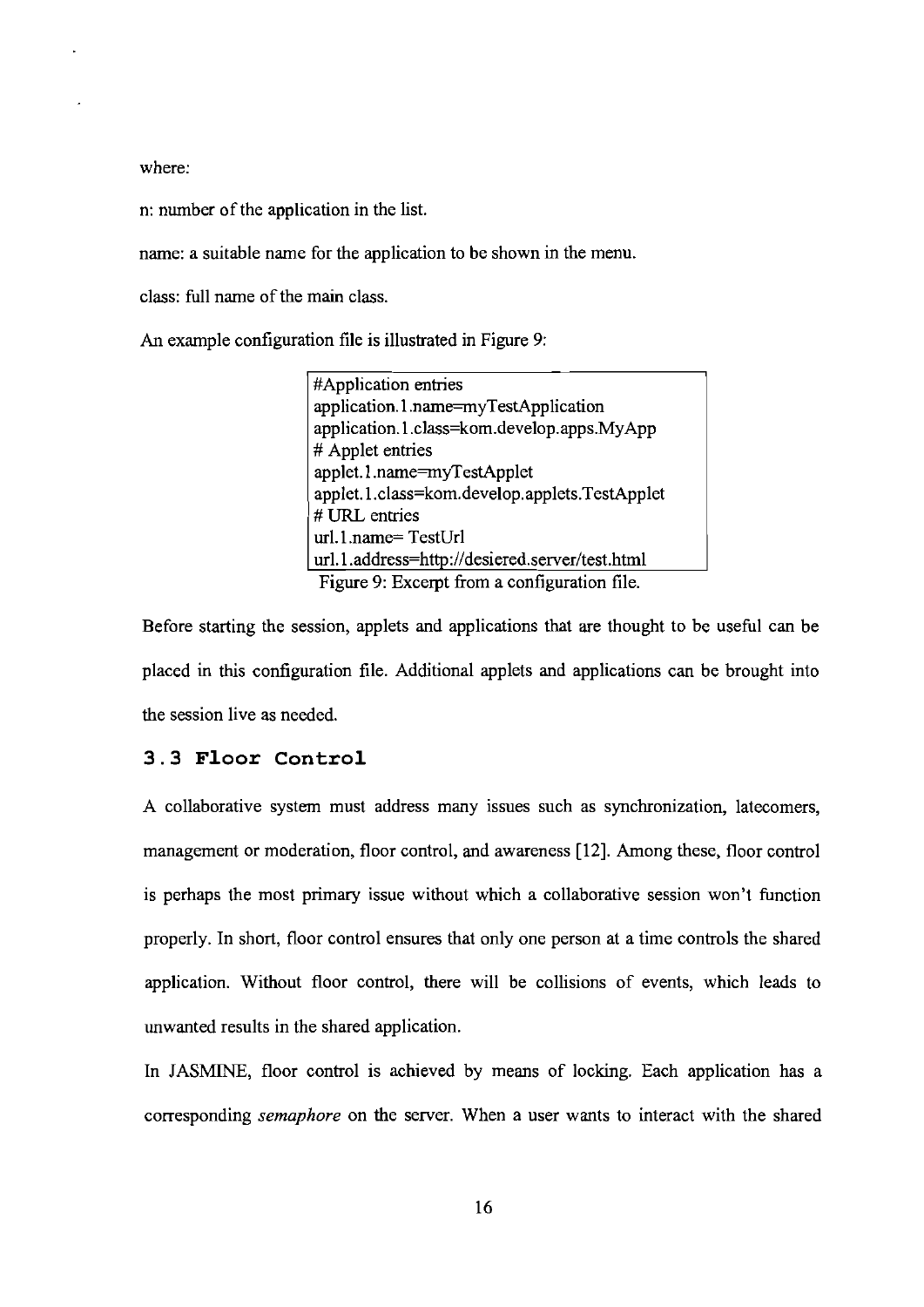where:

n: number of the application in the list.

name: a suitable name for the application to be shown in the menu.

class: full name of the main class.

An example configuration file is illustrated in Figure 9:

```
#Application entries
application.1.name=myTestApplication
application.1.class=kom.develop.apps.MyApp
# Applet entries
applet.1.name=myTestApplet
applet.1.class=kom.develop.applets.TestApplet
# URL entries
url.1.name= TestUrl
url.1.address=http://desiered.server/test.html
```

Figure 9: Excerpt from a configuration file.

Before starting the session, applets and applications that are thought to be useful can be placed in this configuration file. Additional applets and applications can be brought into the session live as needed.

### 3.3 Floor Control

A collaborative system must address many issues such as synchronization, latecomers, management or moderation, floor control, and awareness [12]. Among these, floor control is perhaps the most primary issue without which a collaborative session won't function properly. In short, floor control ensures that only one person at a time controls the shared application. Without floor control, there will be collisions of events, which leads to unwanted results in the shared application.

In JASMINE, floor control is achieved by means of locking. Each application has a corresponding *semaphore* on the server. When a user wants to interact with the shared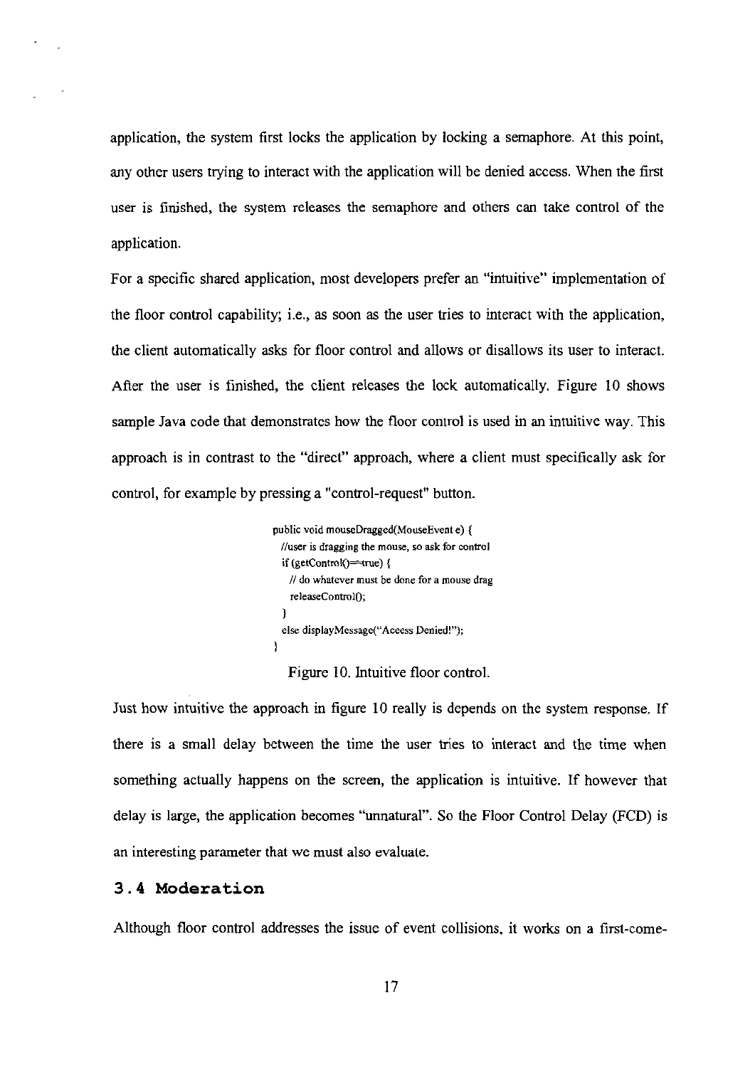application, the system first locks the application by locking a semaphore. At this point, any other users trying to interact with the application will be denied access. When the first user is finished, the system releases the semaphore and others can take control of the application.

For a specific shared application, most developers prefer an "intuitive" implementation of the floor control capability; i.e., as soon as the user tries to interact with the application, the client automatically asks for floor control and allows or disallows its user to interact. After the user is finished, the client releases the lock automatically. Figure 10 shows sample Java code that demonstrates how the floor control is used in an intuitive way. This approach is in contrast to the "direct" approach, where a client must specifically ask for control, for example by pressing a "control-request" button.

```
public void mouseDragged(MouseEvent e) {
  //user is dragging the mouse, so ask for control
  if (getControl()==true) {
    // do whatever must be done for a mouse drag
    releaseControl();
  }
  else displayMessage("Access Denied!");
}
```

Figure 10. Intuitive floor control.

Just how intuitive the approach in figure 10 really is depends on the system response. If there is a small delay between the time the user tries to interact and the time when something actually happens on the screen, the application is intuitive. If however that delay is large, the application becomes "unnatural". So the Floor Control Delay (FCD) is an interesting parameter that we must also evaluate.

### 3.4 Moderation

Although floor control addresses the issue of event collisions, it works on a first-come-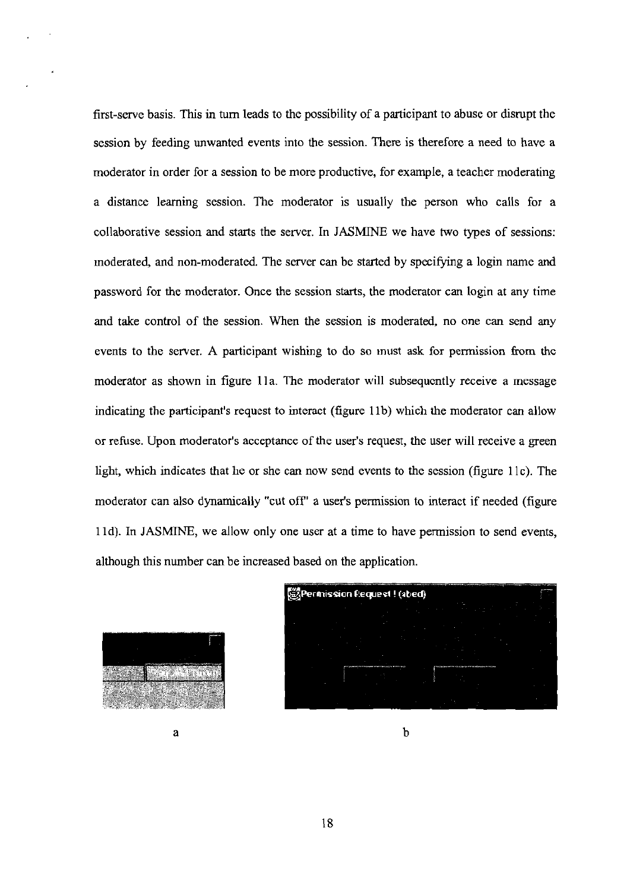first-serve basis. This in turn leads to the possibility of a participant to abuse or disrupt the session by feeding unwanted events into the session. There is therefore a need to have a moderator in order for a session to be more productive, for example, a teacher moderating a distance learning session. The moderator is usually the person who calls for a collaborative session and starts the server. In JASMINE we have two types of sessions: moderated, and non-moderated. The server can be started by specifying a login name and password for the moderator. Once the session starts, the moderator can login at any time and take control of the session. When the session is moderated, no one can send any events to the server. A participant wishing to do so must ask for permission from the moderator as shown in figure 11a. The moderator will subsequently receive a message indicating the participant's request to interact (figure 11b) which the moderator can allow or refuse. Upon moderator's acceptance of the user's request, the user will receive a green light, which indicates that he or she can now send events to the session (figure 11c). The moderator can also dynamically "cut off" a user's permission to interact if needed (figure 11d). In JASMINE, we allow only one user at a time to have permission to send events, although this number can be increased based on the application.

a

b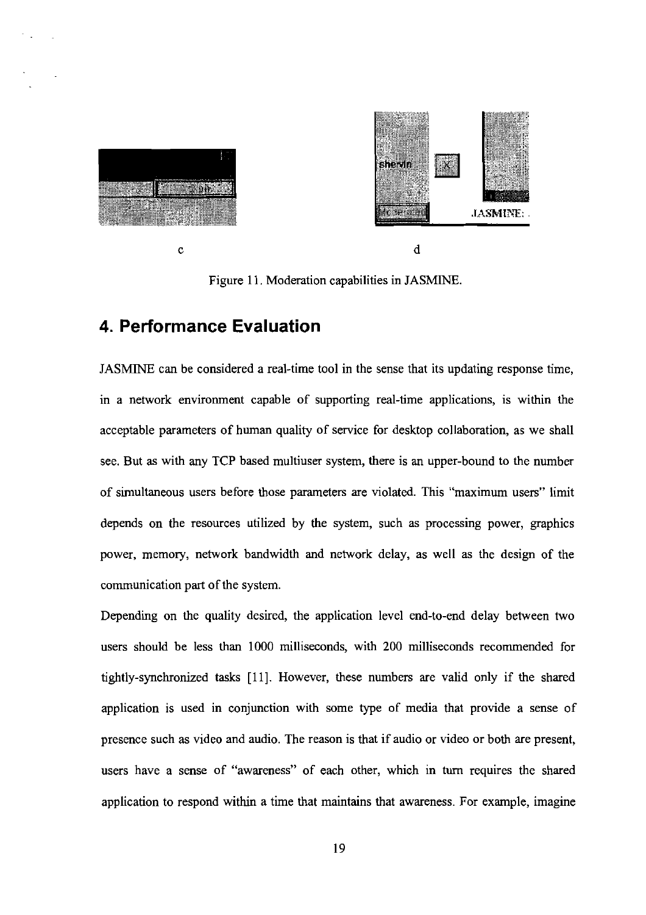c d

Figure 11. Moderation capabilities in JASMINE.

## 4. Performance Evaluation

JASMINE can be considered a real-time tool in the sense that its updating response time, in a network environment capable of supporting real-time applications, is within the acceptable parameters of human quality of service for desktop collaboration, as we shall see. But as with any TCP based multiuser system, there is an upper-bound to the number of simultaneous users before those parameters are violated. This "maximum users" limit depends on the resources utilized by the system, such as processing power, graphics power, memory, network bandwidth and network delay, as well as the design of the communication part of the system.

Depending on the quality desired, the application level end-to-end delay between two users should be less than 1000 milliseconds, with 200 milliseconds recommended for tightly-synchronized tasks [11]. However, these numbers are valid only if the shared application is used in conjunction with some type of media that provide a sense of presence such as video and audio. The reason is that if audio or video or both are present, users have a sense of "awareness" of each other, which in turn requires the shared application to respond within a time that maintains that awareness. For example, imagine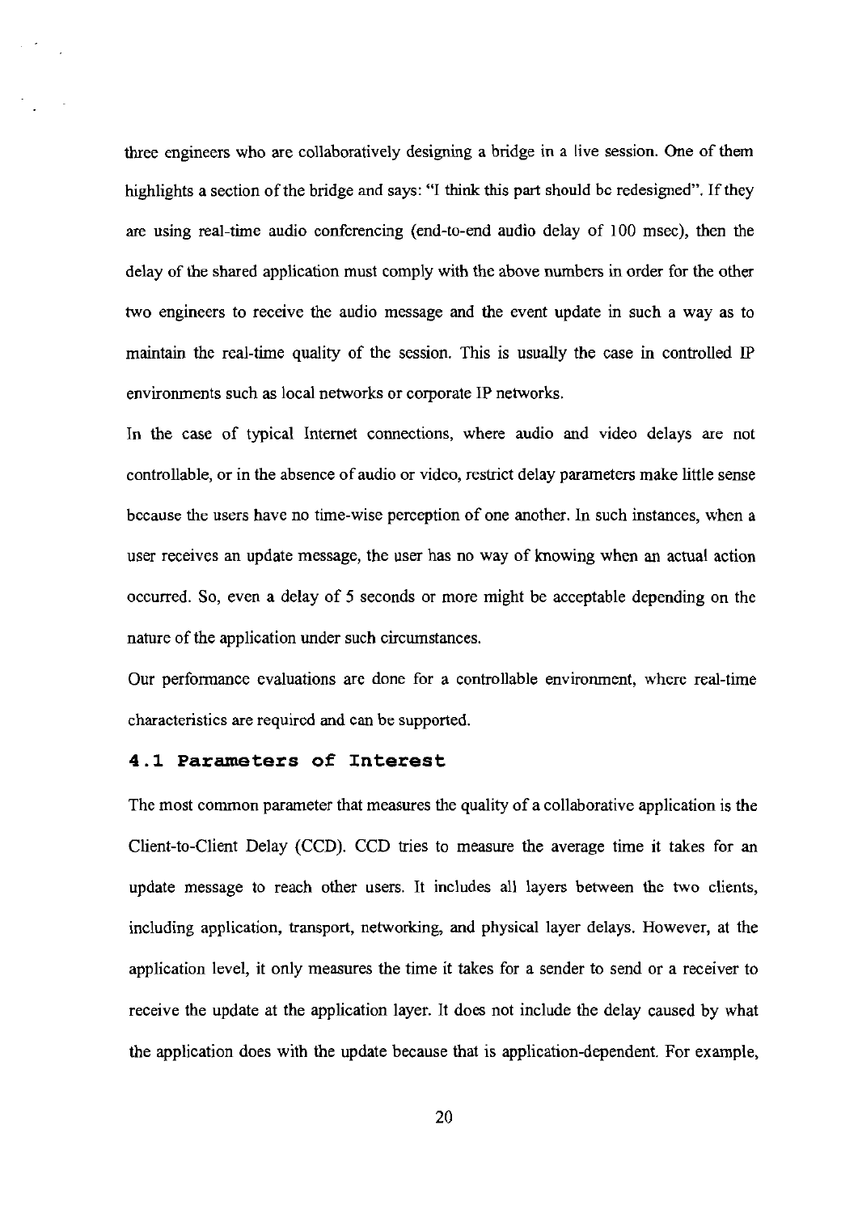three engineers who are collaboratively designing a bridge in a live session. One of them highlights a section of the bridge and says: "I think this part should be redesigned". If they are using real-time audio conferencing (end-to-end audio delay of 100 msec), then the delay of the shared application must comply with the above numbers in order for the other two engineers to receive the audio message and the event update in such a way as to maintain the real-time quality of the session. This is usually the case in controlled IP environments such as local networks or corporate IP networks.

In the case of typical Internet connections, where audio and video delays are not controllable, or in the absence of audio or video, restrict delay parameters make little sense because the users have no time-wise perception of one another. In such instances, when a user receives an update message, the user has no way of knowing when an actual action occurred. So, even a delay of 5 seconds or more might be acceptable depending on the nature of the application under such circumstances.

Our performance evaluations are done for a controllable environment, where real-time characteristics are required and can be supported.

## 4.1 Parameters of Interest

The most common parameter that measures the quality of a collaborative application is the Client-to-Client Delay (CCD). CCD tries to measure the average time it takes for an update message to reach other users. It includes all layers between the two clients, including application, transport, networking, and physical layer delays. However, at the application level, it only measures the time it takes for a sender to send or a receiver to receive the update at the application layer. It does not include the delay caused by what the application does with the update because that is application-dependent. For example,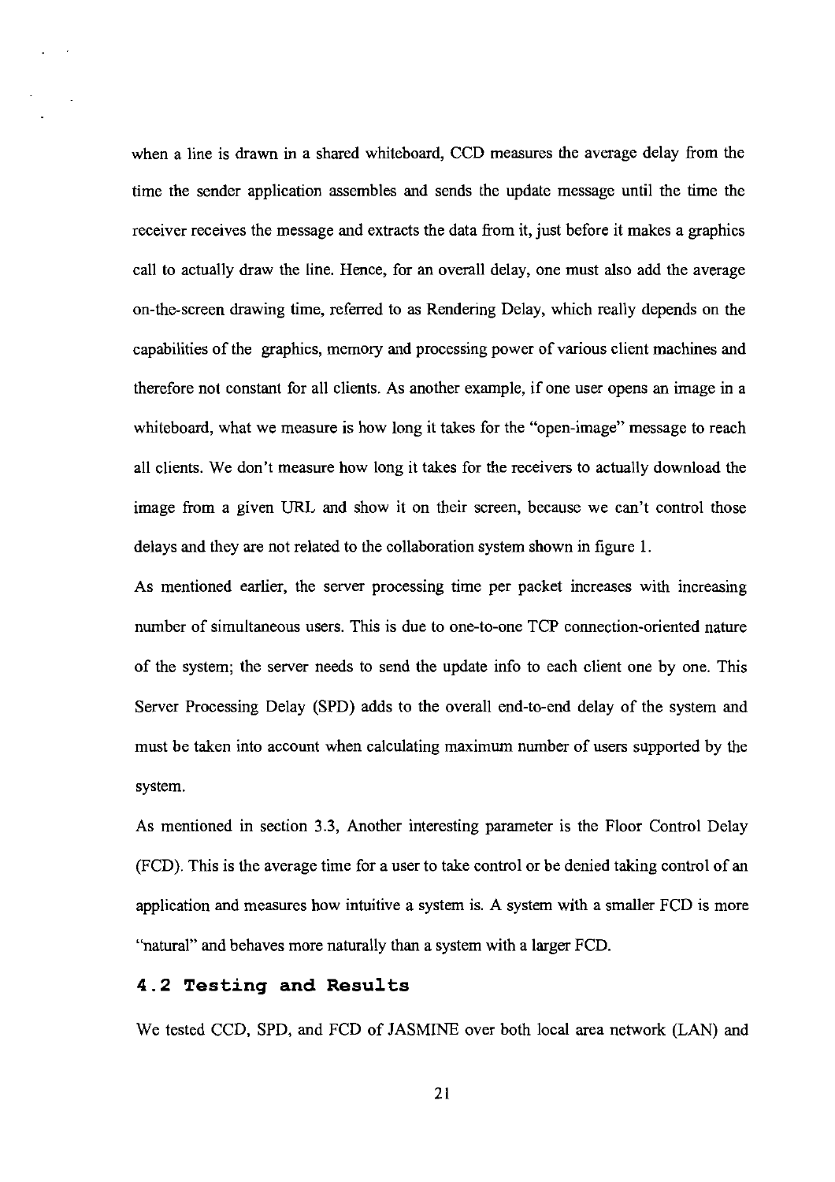when a line is drawn in a shared whiteboard, CCD measures the average delay from the time the sender application assembles and sends the update message until the time the receiver receives the message and extracts the data from it, just before it makes a graphics call to actually draw the line. Hence, for an overall delay, one must also add the average on-the-screen drawing time, referred to as Rendering Delay, which really depends on the capabilities of the graphics, memory and processing power of various client machines and therefore not constant for all clients. As another example, if one user opens an image in a whiteboard, what we measure is how long it takes for the "open-image" message to reach all clients. We don't measure how long it takes for the receivers to actually download the image from a given URL and show it on their screen, because we can't control those delays and they are not related to the collaboration system shown in figure 1.

As mentioned earlier, the server processing time per packet increases with increasing number of simultaneous users. This is due to one-to-one TCP connection-oriented nature of the system; the server needs to send the update info to each client one by one. This Server Processing Delay (SPD) adds to the overall end-to-end delay of the system and must be taken into account when calculating maximum number of users supported by the system.

As mentioned in section 3.3, Another interesting parameter is the Floor Control Delay (FCD). This is the average time for a user to take control or be denied taking control of an application and measures how intuitive a system is. A system with a smaller FCD is more "natural" and behaves more naturally than a system with a larger FCD.

### 4.2 Testing and Results

We tested CCD, SPD, and FCD of JASMINE over both local area network (LAN) and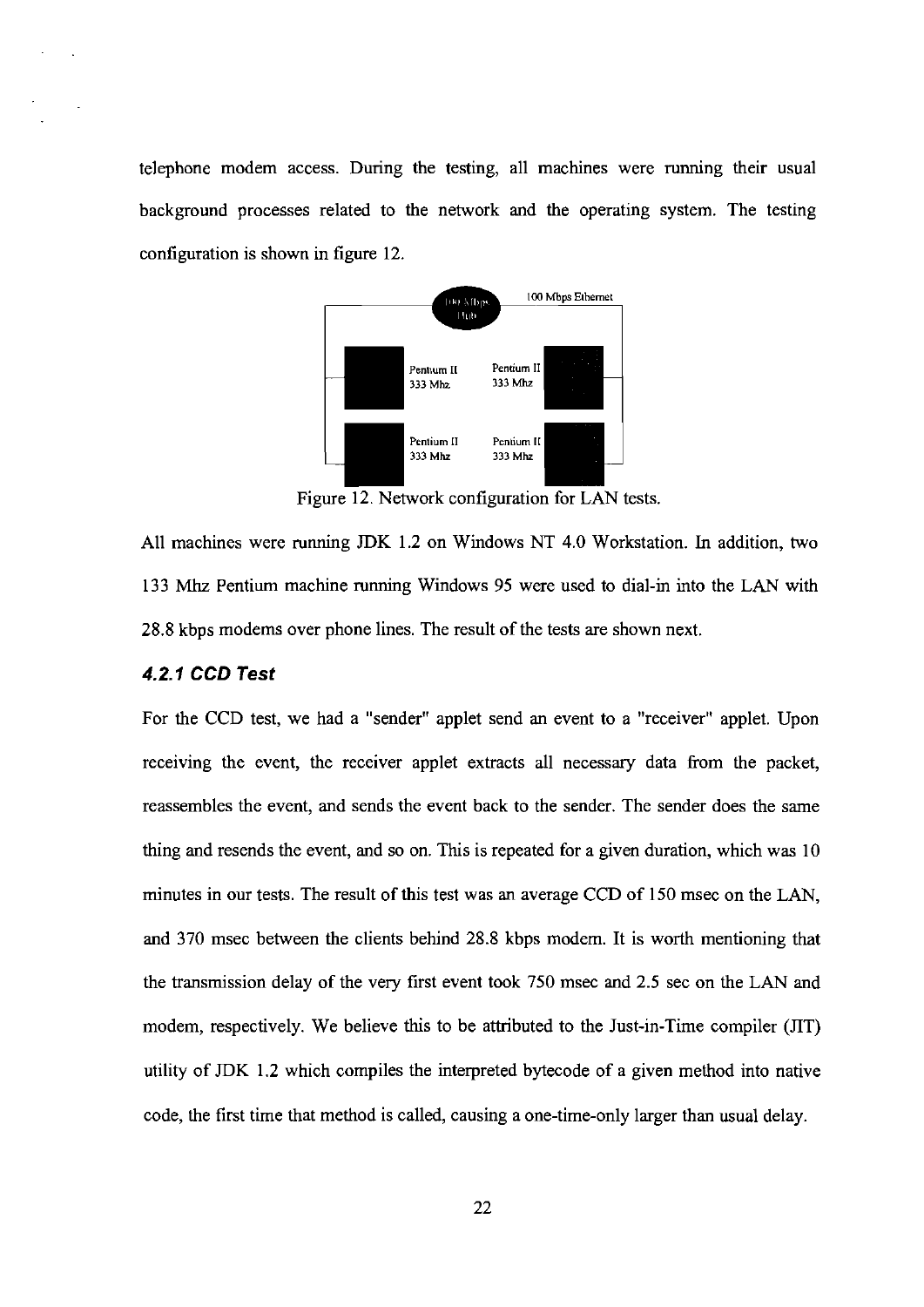telephone modem access. During the testing, all machines were running their usual background processes related to the network and the operating system. The testing configuration is shown in figure 12.

Figure 12. Network configuration for LAN tests.

All machines were running JDK 1.2 on Windows NT 4.0 Workstation. In addition, two 133 Mhz Pentium machine running Windows 95 were used to dial-in into the LAN with 28.8 kbps modems over phone lines. The result of the tests are shown next.

### *4.2.1 CCD Test*

For the CCD test, we had a "sender" applet send an event to a "receiver" applet. Upon receiving the event, the receiver applet extracts all necessary data from the packet, reassembles the event, and sends the event back to the sender. The sender does the same thing and resends the event, and so on. This is repeated for a given duration, which was 10 minutes in our tests. The result of this test was an average CCD of 150 msec on the LAN, and 370 msec between the clients behind 28.8 kbps modem. It is worth mentioning that the transmission delay of the very first event took 750 msec and 2.5 sec on the LAN and modem, respectively. We believe this to be attributed to the Just-in-Time compiler (JIT) utility of JDK 1.2 which compiles the interpreted bytecode of a given method into native code, the first time that method is called, causing a one-time-only larger than usual delay.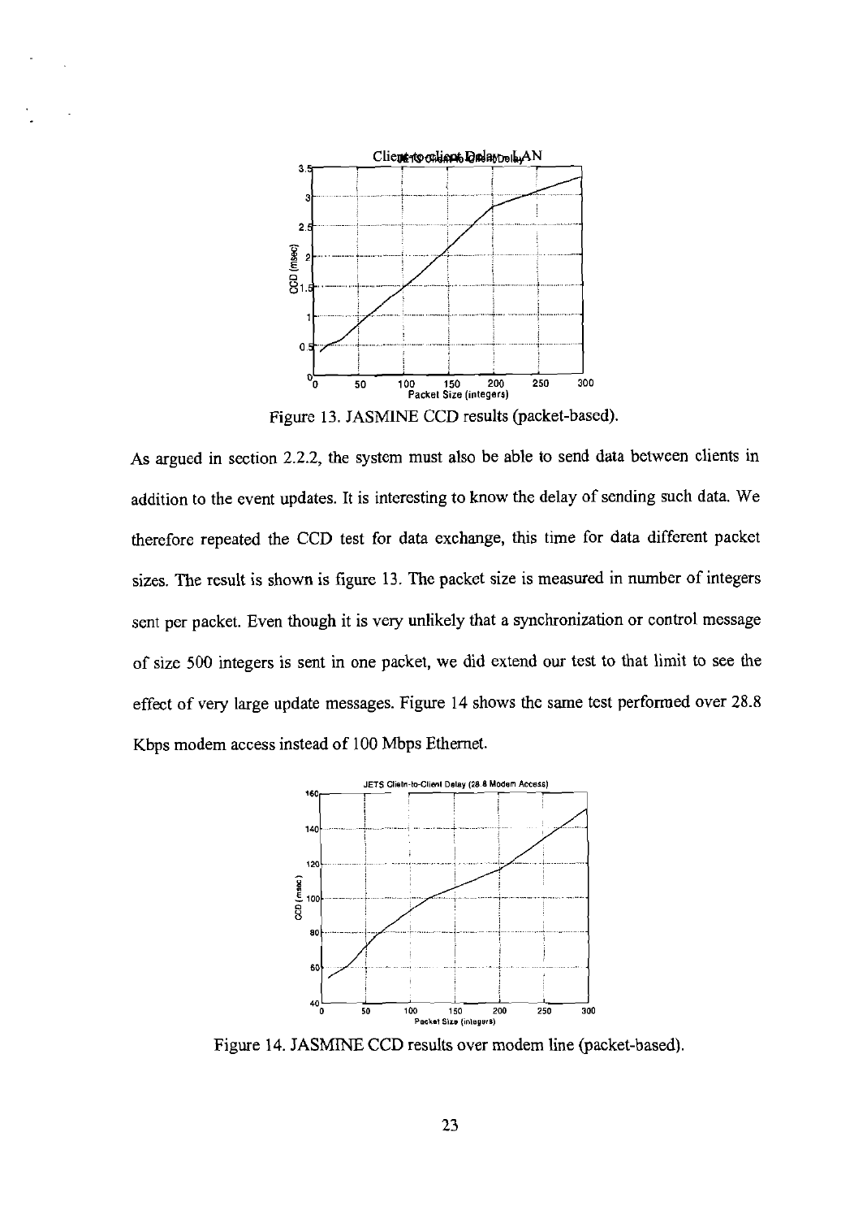Figure 13. JASMINE CCD results (packet-based).

As argued in section 2.2.2, the system must also be able to send data between clients in addition to the event updates. It is interesting to know the delay of sending such data. We therefore repeated the CCD test for data exchange, this time for data different packet sizes. The result is shown is figure 13. The packet size is measured in number of integers sent per packet. Even though it is very unlikely that a synchronization or control message of size 500 integers is sent in one packet, we did extend our test to that limit to see the effect of very large update messages. Figure 14 shows the same test performed over 28.8 Kbps modem access instead of 100 Mbps Ethernet.

Figure 14. JASMINE CCD results over modem line (packet-based).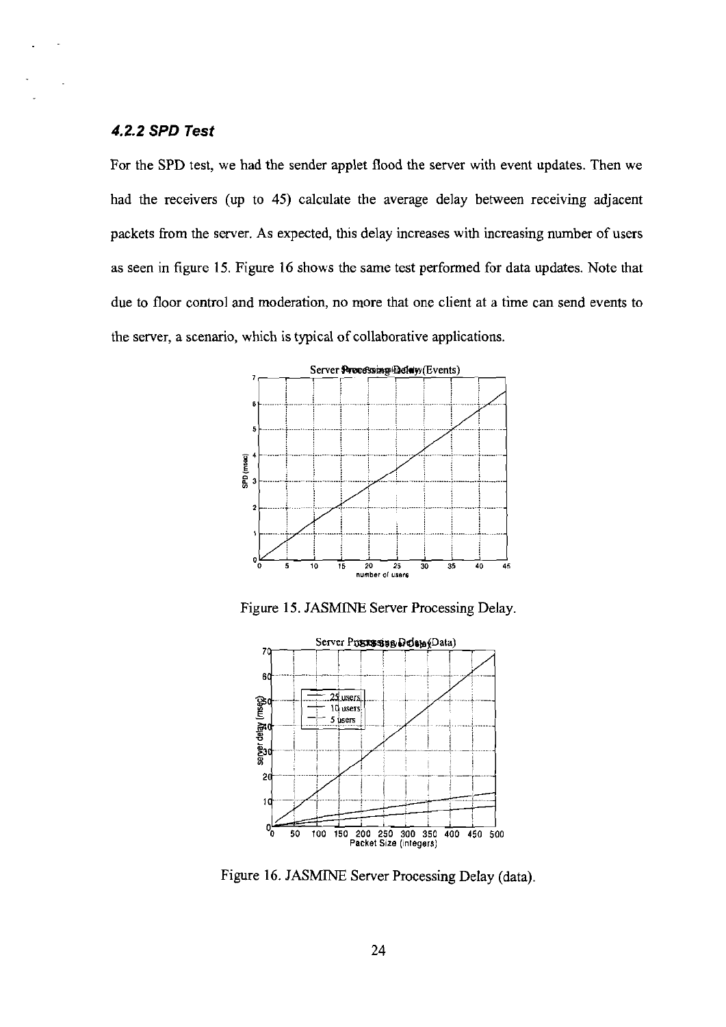### *4.2.2 SPD Test*

For the SPD test, we had the sender applet flood the server with event updates. Then we had the receivers (up to 45) calculate the average delay between receiving adjacent packets from the server. As expected, this delay increases with increasing number of users as seen in figure 15. Figure 16 shows the same test performed for data updates. Note that due to floor control and moderation, no more that one client at a time can send events to the server, a scenario, which is typical of collaborative applications.

Figure 15. JASMINE Server Processing Delay.

Figure 16. JASMINE Server Processing Delay (data).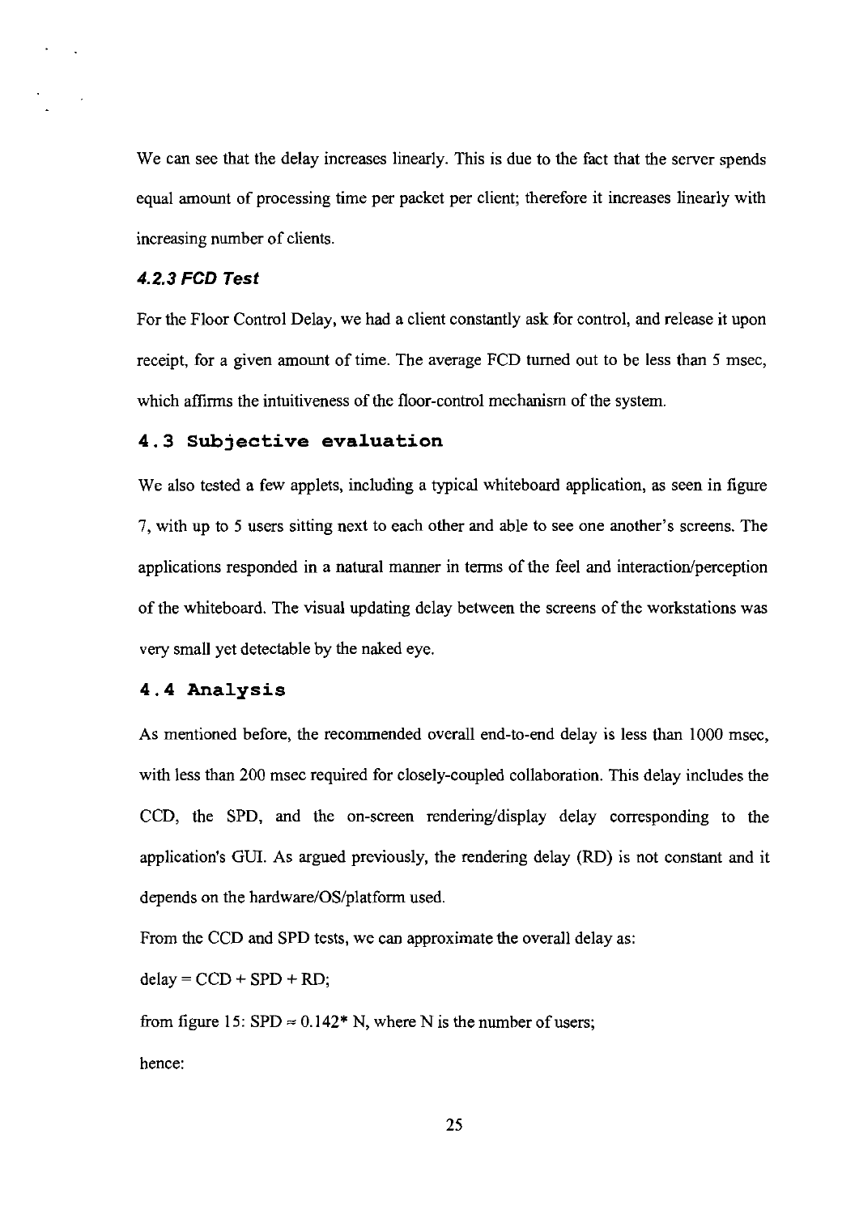We can see that the delay increases linearly. This is due to the fact that the server spends equal amount of processing time per packet per client; therefore it increases linearly with increasing number of clients.

### *4.2.3 FCD Test*

For the Floor Control Delay, we had a client constantly ask for control, and release it upon receipt, for a given amount of time. The average FCD turned out to be less than 5 msec, which affirms the intuitiveness of the floor-control mechanism of the system.

## 4.3 Subjective evaluation

We also tested a few applets, including a typical whiteboard application, as seen in figure 7, with up to 5 users sitting next to each other and able to see one another's screens. The applications responded in a natural manner in terms of the feel and interaction/perception of the whiteboard. The visual updating delay between the screens of the workstations was very small yet detectable by the naked eye.

## 4.4 Analysis

As mentioned before, the recommended overall end-to-end delay is less than 1000 msec, with less than 200 msec required for closely-coupled collaboration. This delay includes the CCD, the SPD, and the on-screen rendering/display delay corresponding to the application's GUI. As argued previously, the rendering delay (RD) is not constant and it depends on the hardware/OS/platform used.

From the CCD and SPD tests, we can approximate the overall delay as:

$\text{delay} = CCD + SPD + RD;$

from figure 15: $SPD \approx 0.142 * N$, where N is the number of users;

hence: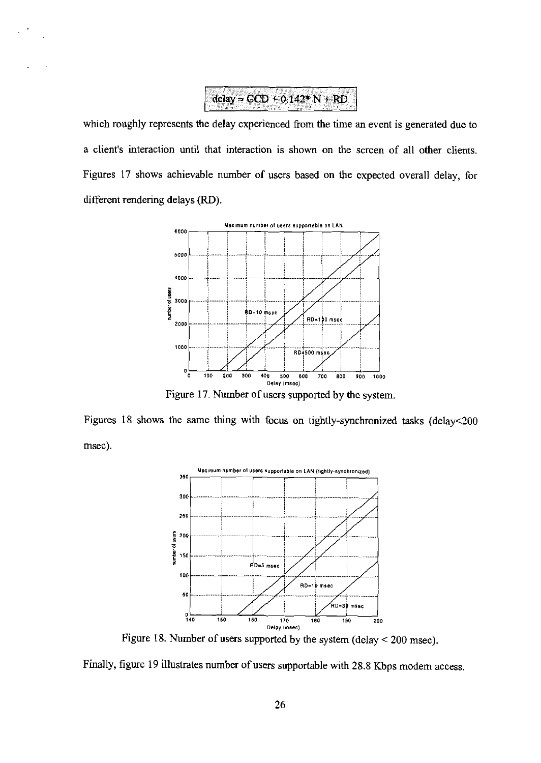$$delay = CCD + 0.142 * N + RD$$

which roughly represents the delay experienced from the time an event is generated due to a client's interaction until that interaction is shown on the screen of all other clients. Figures 17 shows achievable number of users based on the expected overall delay, for different rendering delays (RD).

Figure 17. Number of users supported by the system.

Figures 18 shows the same thing with focus on tightly-synchronized tasks (delay<200 msec).

Figure 18. Number of users supported by the system (delay < 200 msec).

Finally, figure 19 illustrates number of users supportable with 28.8 Kbps modem access.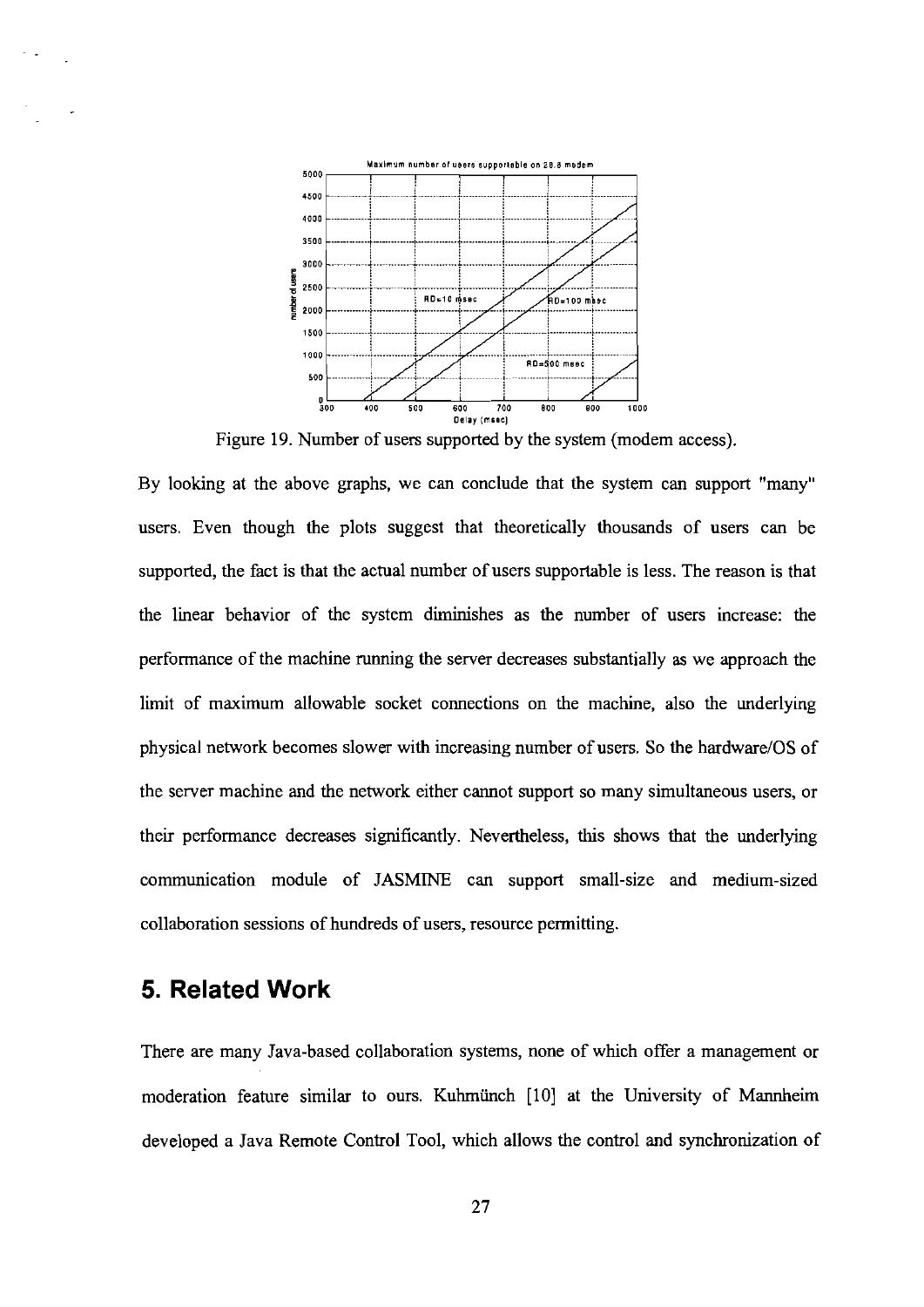Figure 19. Number of users supported by the system (modem access).

By looking at the above graphs, we can conclude that the system can support "many" users. Even though the plots suggest that theoretically thousands of users can be supported, the fact is that the actual number of users supportable is less. The reason is that the linear behavior of the system diminishes as the number of users increase: the performance of the machine running the server decreases substantially as we approach the limit of maximum allowable socket connections on the machine, also the underlying physical network becomes slower with increasing number of users. So the hardware/OS of the server machine and the network either cannot support so many simultaneous users, or their performance decreases significantly. Nevertheless, this shows that the underlying communication module of JASMINE can support small-size and medium-sized collaboration sessions of hundreds of users, resource permitting.

## 5. Related Work

There are many Java-based collaboration systems, none of which offer a management or moderation feature similar to ours. Kuhmünch [10] at the University of Mannheim developed a Java Remote Control Tool, which allows the control and synchronization of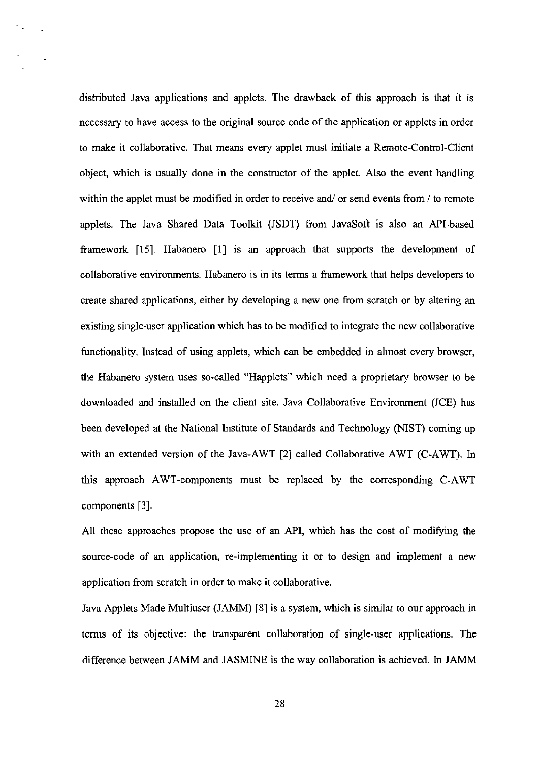distributed Java applications and applets. The drawback of this approach is that it is necessary to have access to the original source code of the application or applets in order to make it collaborative. That means every applet must initiate a Remote-Control-Client object, which is usually done in the constructor of the applet. Also the event handling within the applet must be modified in order to receive and/ or send events from / to remote applets. The Java Shared Data Toolkit (JSDT) from JavaSoft is also an API-based framework [15]. Habanero [1] is an approach that supports the development of collaborative environments. Habanero is in its terms a framework that helps developers to create shared applications, either by developing a new one from scratch or by altering an existing single-user application which has to be modified to integrate the new collaborative functionality. Instead of using applets, which can be embedded in almost every browser, the Habanero system uses so-called "Happlets" which need a proprietary browser to be downloaded and installed on the client site. Java Collaborative Environment (JCE) has been developed at the National Institute of Standards and Technology (NIST) coming up with an extended version of the Java-AWT [2] called Collaborative AWT (C-AWT). In this approach AWT-components must be replaced by the corresponding C-AWT components [3].

All these approaches propose the use of an API, which has the cost of modifying the source-code of an application, re-implementing it or to design and implement a new application from scratch in order to make it collaborative.

Java Applets Made Multiuser (JAMM) [8] is a system, which is similar to our approach in terms of its objective: the transparent collaboration of single-user applications. The difference between JAMM and JASMINE is the way collaboration is achieved. In JAMM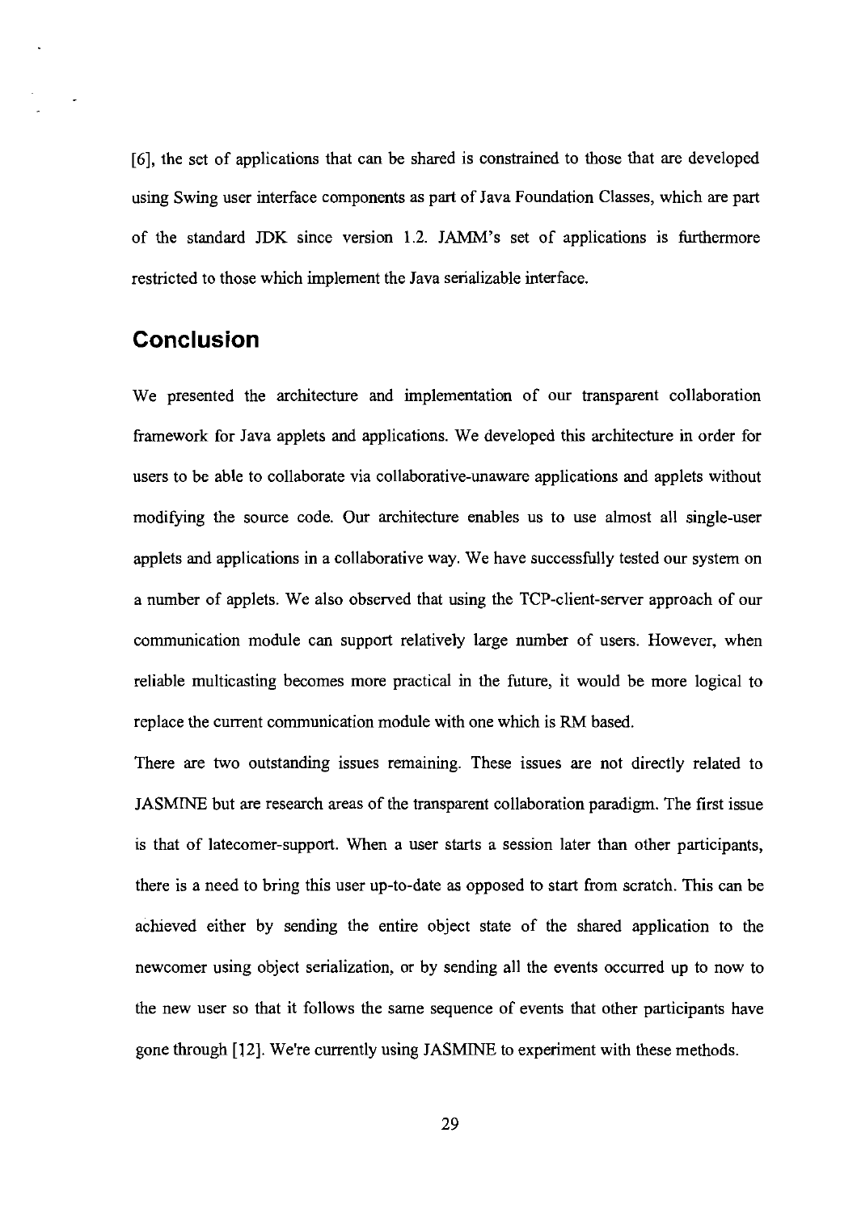[6], the set of applications that can be shared is constrained to those that are developed using Swing user interface components as part of Java Foundation Classes, which are part of the standard JDK since version 1.2. JAMM's set of applications is furthermore restricted to those which implement the Java serializable interface.

## Conclusion

We presented the architecture and implementation of our transparent collaboration framework for Java applets and applications. We developed this architecture in order for users to be able to collaborate via collaborative-unaware applications and applets without modifying the source code. Our architecture enables us to use almost all single-user applets and applications in a collaborative way. We have successfully tested our system on a number of applets. We also observed that using the TCP-client-server approach of our communication module can support relatively large number of users. However, when reliable multicasting becomes more practical in the future, it would be more logical to replace the current communication module with one which is RM based.

There are two outstanding issues remaining. These issues are not directly related to JASMINE but are research areas of the transparent collaboration paradigm. The first issue is that of latecomer-support. When a user starts a session later than other participants, there is a need to bring this user up-to-date as opposed to start from scratch. This can be achieved either by sending the entire object state of the shared application to the newcomer using object serialization, or by sending all the events occurred up to now to the new user so that it follows the same sequence of events that other participants have gone through [12]. We're currently using JASMINE to experiment with these methods.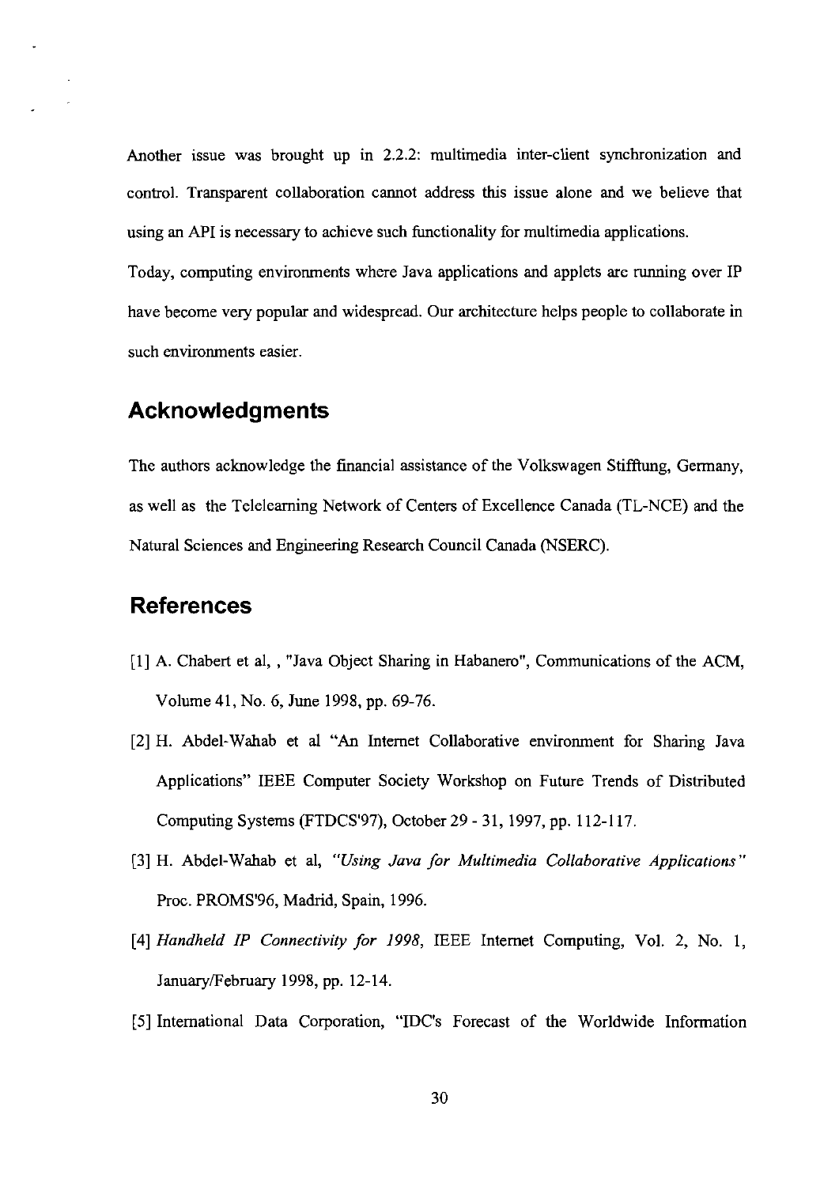Another issue was brought up in 2.2.2: multimedia inter-client synchronization and control. Transparent collaboration cannot address this issue alone and we believe that using an API is necessary to achieve such functionality for multimedia applications.

Today, computing environments where Java applications and applets are running over IP have become very popular and widespread. Our architecture helps people to collaborate in such environments easier.

## Acknowledgments

The authors acknowledge the financial assistance of the Volkswagen Stifftung, Germany, as well as the Telelearning Network of Centers of Excellence Canada (TL-NCE) and the Natural Sciences and Engineering Research Council Canada (NSERC).

## References

[1] A. Chabert et al, , "Java Object Sharing in Habanero", Communications of the ACM, Volume 41, No. 6, June 1998, pp. 69-76.

[2] H. Abdel-Wahab et al "An Internet Collaborative environment for Sharing Java Applications" IEEE Computer Society Workshop on Future Trends of Distributed Computing Systems (FTDCS'97), October 29 - 31, 1997, pp. 112-117.

[3] H. Abdel-Wahab et al, *"Using Java for Multimedia Collaborative Applications"* Proc. PROMS'96, Madrid, Spain, 1996.

[4] *Handheld IP Connectivity for 1998*, IEEE Internet Computing, Vol. 2, No. 1, January/February 1998, pp. 12-14.

[5] International Data Corporation, "IDC's Forecast of the Worldwide Information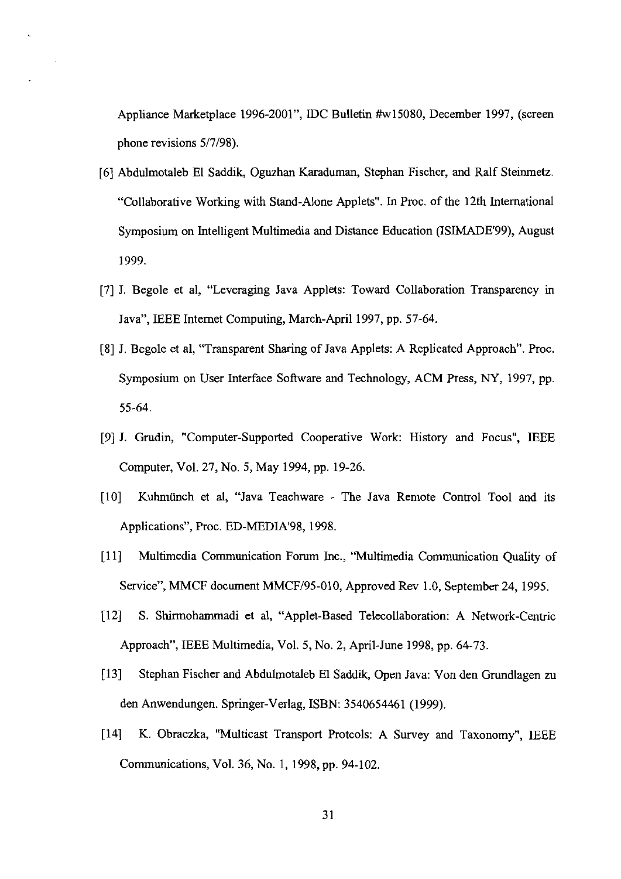Appliance Marketplace 1996-2001", IDC Bulletin #w15080, December 1997, (screen phone revisions 5/7/98).

[6] Abdulmotaleb El Saddik, Oguzhan Karaduman, Stephan Fischer, and Ralf Steinmetz. "Collaborative Working with Stand-Alone Applets". In Proc. of the 12th International Symposium on Intelligent Multimedia and Distance Education (ISIMADE'99), August 1999.

[7] J. Begole et al, "Leveraging Java Applets: Toward Collaboration Transparency in Java", IEEE Internet Computing, March-April 1997, pp. 57-64.

[8] J. Begole et al, "Transparent Sharing of Java Applets: A Replicated Approach". Proc. Symposium on User Interface Software and Technology, ACM Press, NY, 1997, pp. 55-64.

[9] J. Grudin, "Computer-Supported Cooperative Work: History and Focus", IEEE Computer, Vol. 27, No. 5, May 1994, pp. 19-26.

[10] Kuhmünch et al, "Java Teachware - The Java Remote Control Tool and its Applications", Proc. ED-MEDIA'98, 1998.

[11] Multimedia Communication Forum Inc., "Multimedia Communication Quality of Service", MMCF document MMCF/95-010, Approved Rev 1.0, September 24, 1995.

[12] S. Shirmohammadi et al, "Applet-Based Telecollaboration: A Network-Centric Approach", IEEE Multimedia, Vol. 5, No. 2, April-June 1998, pp. 64-73.

[13] Stephan Fischer and Abdulmotaleb El Saddik, Open Java: Von den Grundlagen zu den Anwendungen. Springer-Verlag, ISBN: 3540654461 (1999).

[14] K. Obraczka, "Multicast Transport Protcols: A Survey and Taxonomy", IEEE Communications, Vol. 36, No. 1, 1998, pp. 94-102.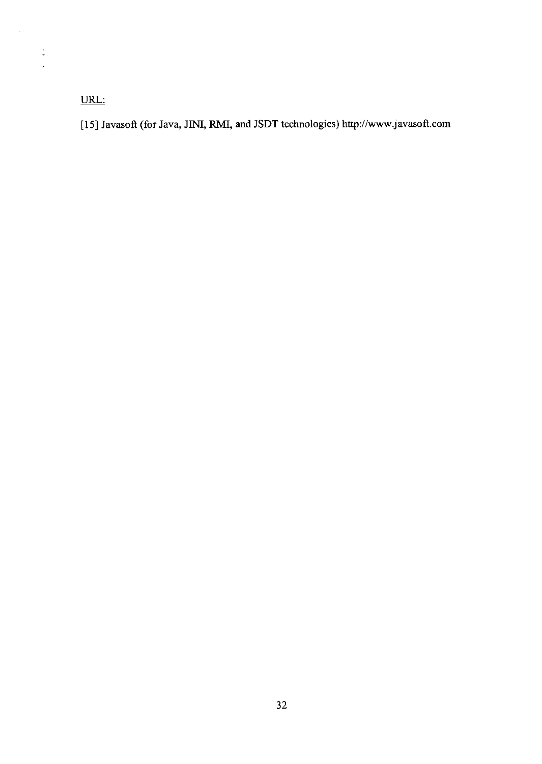URL:

[15] Javasoft (for Java, JINI, RMI, and JSDT technologies) http://www.javasoft.com